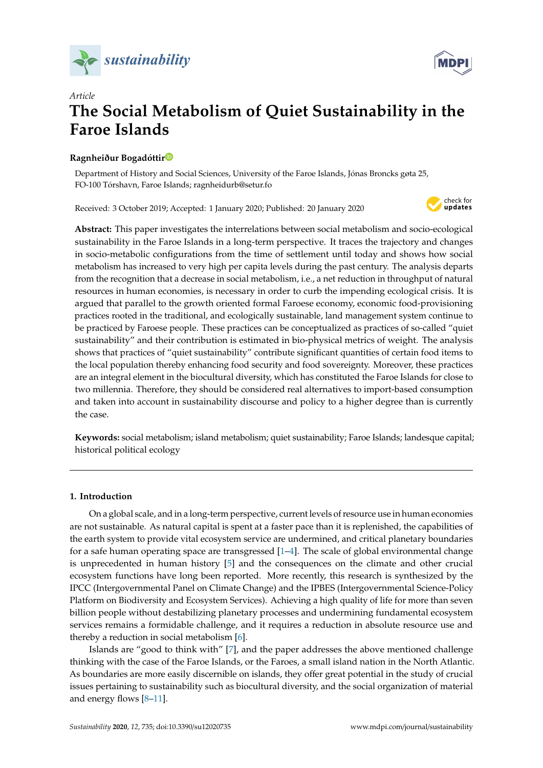*Article*

# The Social Metabolism of Quiet Sustainability in the Faroe Islands

**Ragnheiður Bogadóttir**

Department of History and Social Sciences, University of the Faroe Islands, Jónas Broncks gøta 25, FO-100 Tórshavn, Faroe Islands; ragnheidurb@setur.fo

Received: 3 October 2019; Accepted: 1 January 2020; Published: 20 January 2020

**Abstract:** This paper investigates the interrelations between social metabolism and socio-ecological sustainability in the Faroe Islands in a long-term perspective. It traces the trajectory and changes in socio-metabolic configurations from the time of settlement until today and shows how social metabolism has increased to very high per capita levels during the past century. The analysis departs from the recognition that a decrease in social metabolism, i.e., a net reduction in throughput of natural resources in human economies, is necessary in order to curb the impending ecological crisis. It is argued that parallel to the growth oriented formal Faroese economy, economic food-provisioning practices rooted in the traditional, and ecologically sustainable, land management system continue to be practiced by Faroese people. These practices can be conceptualized as practices of so-called "quiet sustainability" and their contribution is estimated in bio-physical metrics of weight. The analysis shows that practices of "quiet sustainability" contribute significant quantities of certain food items to the local population thereby enhancing food security and food sovereignty. Moreover, these practices are an integral element in the biocultural diversity, which has constituted the Faroe Islands for close to two millennia. Therefore, they should be considered real alternatives to import-based consumption and taken into account in sustainability discourse and policy to a higher degree than is currently the case.

**Keywords:** social metabolism; island metabolism; quiet sustainability; Faroe Islands; landesque capital; historical political ecology

## 1. Introduction

On a global scale, and in a long-term perspective, current levels of resource use in human economies are not sustainable. As natural capital is spent at a faster pace than it is replenished, the capabilities of the earth system to provide vital ecosystem service are undermined, and critical planetary boundaries for a safe human operating space are transgressed [1–4]. The scale of global environmental change is unprecedented in human history [5] and the consequences on the climate and other crucial ecosystem functions have long been reported. More recently, this research is synthesized by the IPCC (Intergovernmental Panel on Climate Change) and the IPBES (Intergovernmental Science-Policy Platform on Biodiversity and Ecosystem Services). Achieving a high quality of life for more than seven billion people without destabilizing planetary processes and undermining fundamental ecosystem services remains a formidable challenge, and it requires a reduction in absolute resource use and thereby a reduction in social metabolism [6].

Islands are "good to think with" [7], and the paper addresses the above mentioned challenge thinking with the case of the Faroe Islands, or the Faroes, a small island nation in the North Atlantic. As boundaries are more easily discernible on islands, they offer great potential in the study of crucial issues pertaining to sustainability such as biocultural diversity, and the social organization of material and energy flows [8–11].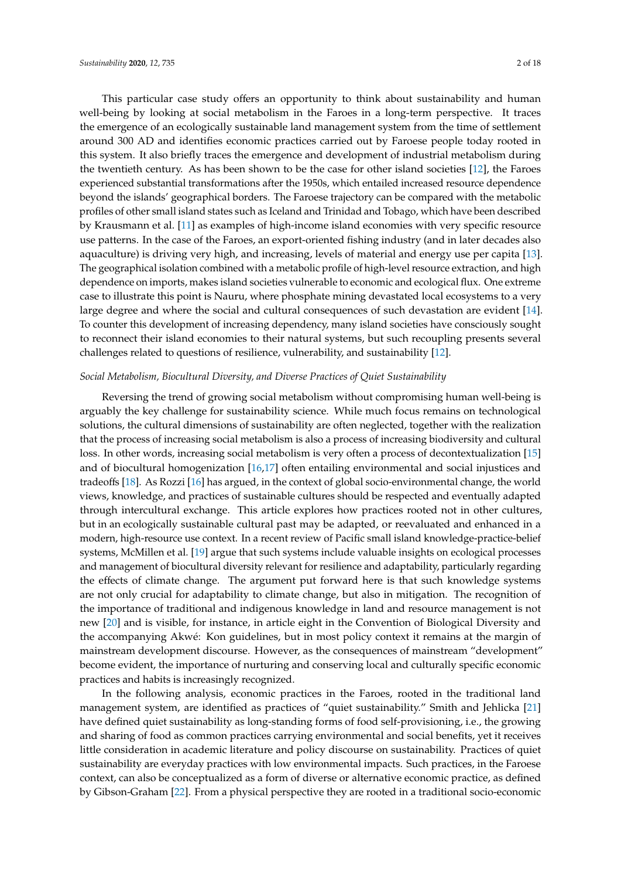This particular case study offers an opportunity to think about sustainability and human well-being by looking at social metabolism in the Faroes in a long-term perspective. It traces the emergence of an ecologically sustainable land management system from the time of settlement around 300 AD and identifies economic practices carried out by Faroese people today rooted in this system. It also briefly traces the emergence and development of industrial metabolism during the twentieth century. As has been shown to be the case for other island societies [12], the Faroes experienced substantial transformations after the 1950s, which entailed increased resource dependence beyond the islands' geographical borders. The Faroese trajectory can be compared with the metabolic profiles of other small island states such as Iceland and Trinidad and Tobago, which have been described by Krausmann et al. [11] as examples of high-income island economies with very specific resource use patterns. In the case of the Faroes, an export-oriented fishing industry (and in later decades also aquaculture) is driving very high, and increasing, levels of material and energy use per capita [13]. The geographical isolation combined with a metabolic profile of high-level resource extraction, and high dependence on imports, makes island societies vulnerable to economic and ecological flux. One extreme case to illustrate this point is Nauru, where phosphate mining devastated local ecosystems to a very large degree and where the social and cultural consequences of such devastation are evident [14]. To counter this development of increasing dependency, many island societies have consciously sought to reconnect their island economies to their natural systems, but such recoupling presents several challenges related to questions of resilience, vulnerability, and sustainability [12].

*Social Metabolism, Biocultural Diversity, and Diverse Practices of Quiet Sustainability*

Reversing the trend of growing social metabolism without compromising human well-being is arguably the key challenge for sustainability science. While much focus remains on technological solutions, the cultural dimensions of sustainability are often neglected, together with the realization that the process of increasing social metabolism is also a process of increasing biodiversity and cultural loss. In other words, increasing social metabolism is very often a process of decontextualization [15] and of biocultural homogenization [16,17] often entailing environmental and social injustices and tradeoffs [18]. As Rozzi [16] has argued, in the context of global socio-environmental change, the world views, knowledge, and practices of sustainable cultures should be respected and eventually adapted through intercultural exchange. This article explores how practices rooted not in other cultures, but in an ecologically sustainable cultural past may be adapted, or reevaluated and enhanced in a modern, high-resource use context. In a recent review of Pacific small island knowledge-practice-belief systems, McMillen et al. [19] argue that such systems include valuable insights on ecological processes and management of biocultural diversity relevant for resilience and adaptability, particularly regarding the effects of climate change. The argument put forward here is that such knowledge systems are not only crucial for adaptability to climate change, but also in mitigation. The recognition of the importance of traditional and indigenous knowledge in land and resource management is not new [20] and is visible, for instance, in article eight in the Convention of Biological Diversity and the accompanying Akwé: Kon guidelines, but in most policy context it remains at the margin of mainstream development discourse. However, as the consequences of mainstream "development" become evident, the importance of nurturing and conserving local and culturally specific economic practices and habits is increasingly recognized.

In the following analysis, economic practices in the Faroes, rooted in the traditional land management system, are identified as practices of "quiet sustainability." Smith and Jehlicka [21] have defined quiet sustainability as long-standing forms of food self-provisioning, i.e., the growing and sharing of food as common practices carrying environmental and social benefits, yet it receives little consideration in academic literature and policy discourse on sustainability. Practices of quiet sustainability are everyday practices with low environmental impacts. Such practices, in the Faroese context, can also be conceptualized as a form of diverse or alternative economic practice, as defined by Gibson-Graham [22]. From a physical perspective they are rooted in a traditional socio-economic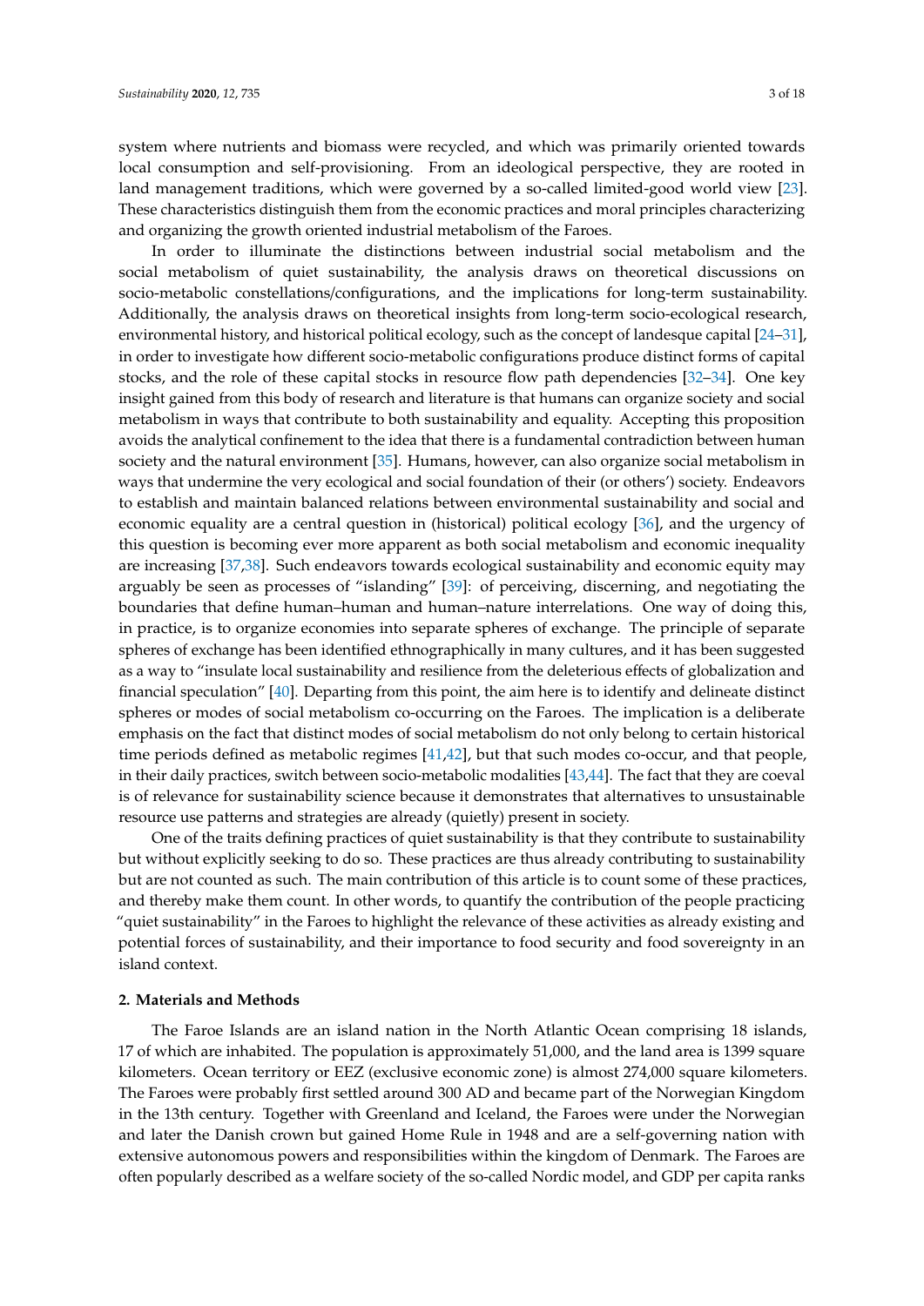system where nutrients and biomass were recycled, and which was primarily oriented towards local consumption and self-provisioning. From an ideological perspective, they are rooted in land management traditions, which were governed by a so-called limited-good world view [23]. These characteristics distinguish them from the economic practices and moral principles characterizing and organizing the growth oriented industrial metabolism of the Faroes.

In order to illuminate the distinctions between industrial social metabolism and the social metabolism of quiet sustainability, the analysis draws on theoretical discussions on socio-metabolic constellations/configurations, and the implications for long-term sustainability. Additionally, the analysis draws on theoretical insights from long-term socio-ecological research, environmental history, and historical political ecology, such as the concept of landesque capital [24–31], in order to investigate how different socio-metabolic configurations produce distinct forms of capital stocks, and the role of these capital stocks in resource flow path dependencies [32–34]. One key insight gained from this body of research and literature is that humans can organize society and social metabolism in ways that contribute to both sustainability and equality. Accepting this proposition avoids the analytical confinement to the idea that there is a fundamental contradiction between human society and the natural environment [35]. Humans, however, can also organize social metabolism in ways that undermine the very ecological and social foundation of their (or others') society. Endeavors to establish and maintain balanced relations between environmental sustainability and social and economic equality are a central question in (historical) political ecology [36], and the urgency of this question is becoming ever more apparent as both social metabolism and economic inequality are increasing [37,38]. Such endeavors towards ecological sustainability and economic equity may arguably be seen as processes of "islanding" [39]: of perceiving, discerning, and negotiating the boundaries that define human–human and human–nature interrelations. One way of doing this, in practice, is to organize economies into separate spheres of exchange. The principle of separate spheres of exchange has been identified ethnographically in many cultures, and it has been suggested as a way to "insulate local sustainability and resilience from the deleterious effects of globalization and financial speculation" [40]. Departing from this point, the aim here is to identify and delineate distinct spheres or modes of social metabolism co-occurring on the Faroes. The implication is a deliberate emphasis on the fact that distinct modes of social metabolism do not only belong to certain historical time periods defined as metabolic regimes [41,42], but that such modes co-occur, and that people, in their daily practices, switch between socio-metabolic modalities [43,44]. The fact that they are coeval is of relevance for sustainability science because it demonstrates that alternatives to unsustainable resource use patterns and strategies are already (quietly) present in society.

One of the traits defining practices of quiet sustainability is that they contribute to sustainability but without explicitly seeking to do so. These practices are thus already contributing to sustainability but are not counted as such. The main contribution of this article is to count some of these practices, and thereby make them count. In other words, to quantify the contribution of the people practicing "quiet sustainability" in the Faroes to highlight the relevance of these activities as already existing and potential forces of sustainability, and their importance to food security and food sovereignty in an island context.

## 2. Materials and Methods

The Faroe Islands are an island nation in the North Atlantic Ocean comprising 18 islands, 17 of which are inhabited. The population is approximately 51,000, and the land area is 1399 square kilometers. Ocean territory or EEZ (exclusive economic zone) is almost 274,000 square kilometers. The Faroes were probably first settled around 300 AD and became part of the Norwegian Kingdom in the 13th century. Together with Greenland and Iceland, the Faroes were under the Norwegian and later the Danish crown but gained Home Rule in 1948 and are a self-governing nation with extensive autonomous powers and responsibilities within the kingdom of Denmark. The Faroes are often popularly described as a welfare society of the so-called Nordic model, and GDP per capita ranks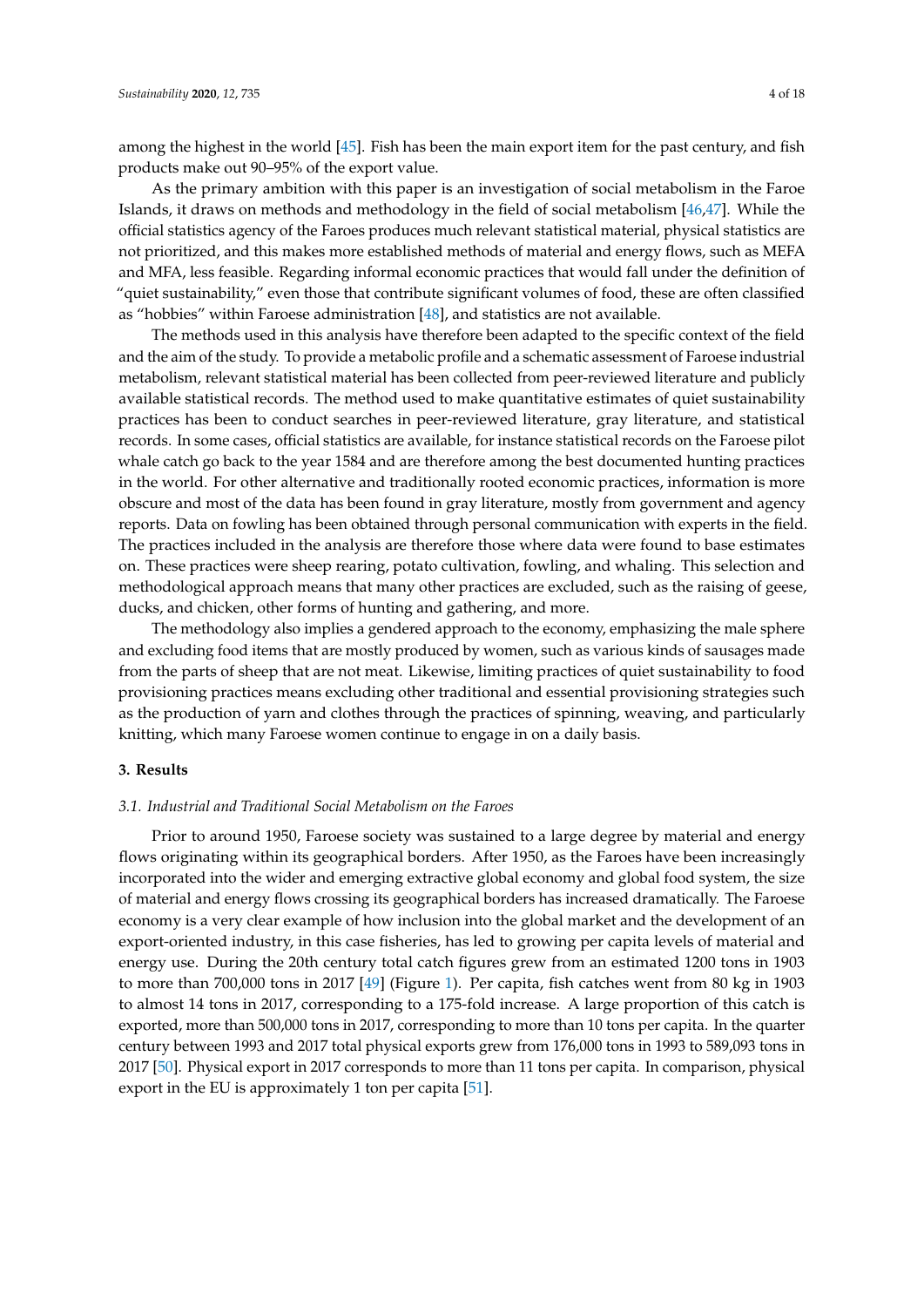among the highest in the world [45]. Fish has been the main export item for the past century, and fish products make out 90–95% of the export value.

As the primary ambition with this paper is an investigation of social metabolism in the Faroe Islands, it draws on methods and methodology in the field of social metabolism [46,47]. While the official statistics agency of the Faroes produces much relevant statistical material, physical statistics are not prioritized, and this makes more established methods of material and energy flows, such as MEFA and MFA, less feasible. Regarding informal economic practices that would fall under the definition of "quiet sustainability," even those that contribute significant volumes of food, these are often classified as "hobbies" within Faroese administration [48], and statistics are not available.

The methods used in this analysis have therefore been adapted to the specific context of the field and the aim of the study. To provide a metabolic profile and a schematic assessment of Faroese industrial metabolism, relevant statistical material has been collected from peer-reviewed literature and publicly available statistical records. The method used to make quantitative estimates of quiet sustainability practices has been to conduct searches in peer-reviewed literature, gray literature, and statistical records. In some cases, official statistics are available, for instance statistical records on the Faroese pilot whale catch go back to the year 1584 and are therefore among the best documented hunting practices in the world. For other alternative and traditionally rooted economic practices, information is more obscure and most of the data has been found in gray literature, mostly from government and agency reports. Data on fowling has been obtained through personal communication with experts in the field. The practices included in the analysis are therefore those where data were found to base estimates on. These practices were sheep rearing, potato cultivation, fowling, and whaling. This selection and methodological approach means that many other practices are excluded, such as the raising of geese, ducks, and chicken, other forms of hunting and gathering, and more.

The methodology also implies a gendered approach to the economy, emphasizing the male sphere and excluding food items that are mostly produced by women, such as various kinds of sausages made from the parts of sheep that are not meat. Likewise, limiting practices of quiet sustainability to food provisioning practices means excluding other traditional and essential provisioning strategies such as the production of yarn and clothes through the practices of spinning, weaving, and particularly knitting, which many Faroese women continue to engage in on a daily basis.

## 3. Results

### *3.1. Industrial and Traditional Social Metabolism on the Faroes*

Prior to around 1950, Faroese society was sustained to a large degree by material and energy flows originating within its geographical borders. After 1950, as the Faroes have been increasingly incorporated into the wider and emerging extractive global economy and global food system, the size of material and energy flows crossing its geographical borders has increased dramatically. The Faroese economy is a very clear example of how inclusion into the global market and the development of an export-oriented industry, in this case fisheries, has led to growing per capita levels of material and energy use. During the 20th century total catch figures grew from an estimated 1200 tons in 1903 to more than 700,000 tons in 2017 [49] (Figure 1). Per capita, fish catches went from 80 kg in 1903 to almost 14 tons in 2017, corresponding to a 175-fold increase. A large proportion of this catch is exported, more than 500,000 tons in 2017, corresponding to more than 10 tons per capita. In the quarter century between 1993 and 2017 total physical exports grew from 176,000 tons in 1993 to 589,093 tons in 2017 [50]. Physical export in 2017 corresponds to more than 11 tons per capita. In comparison, physical export in the EU is approximately 1 ton per capita [51].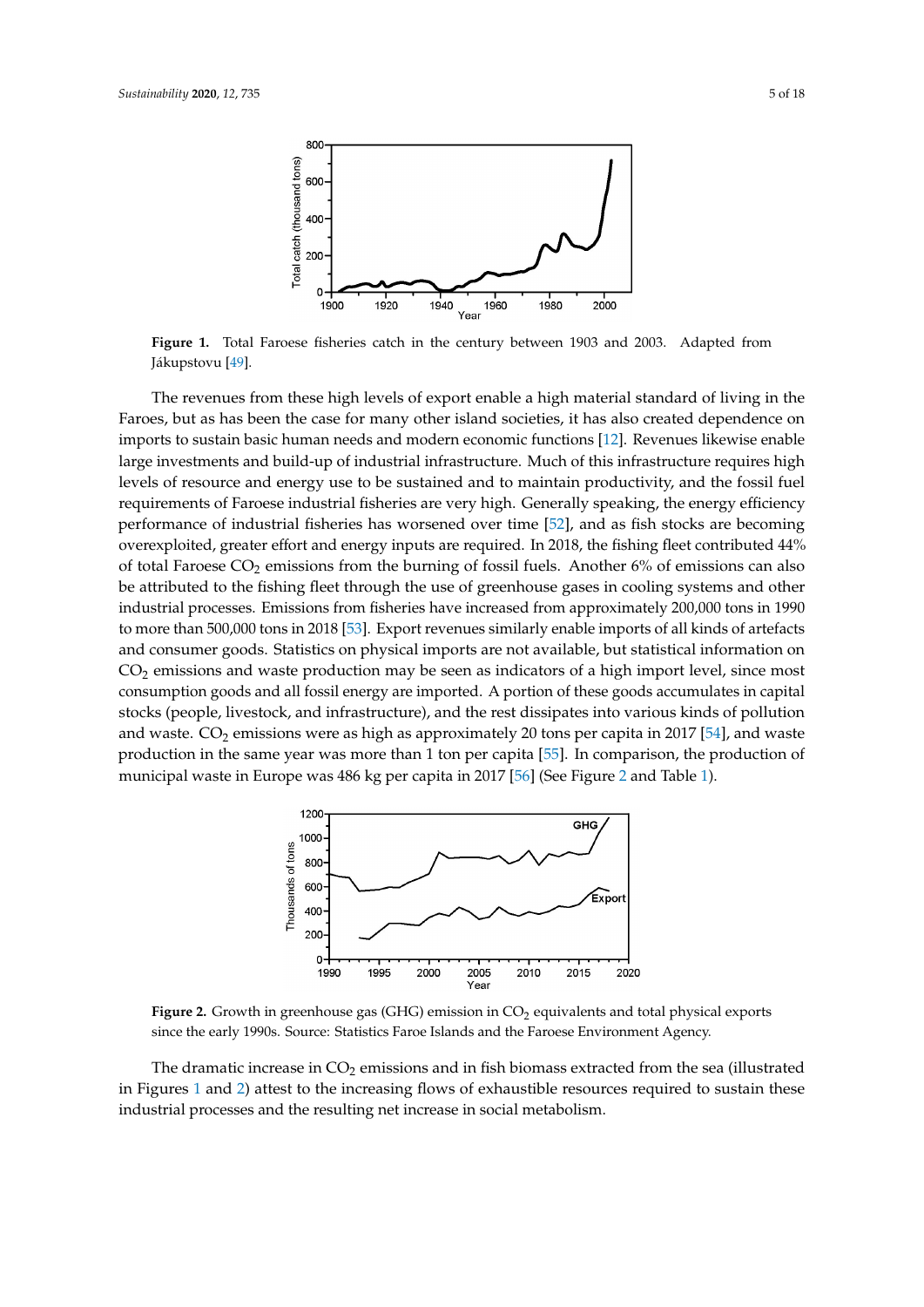**Figure 1.** Total Faroese fisheries catch in the century between 1903 and 2003. Adapted from Jákupstovu [49].

The revenues from these high levels of export enable a high material standard of living in the Faroes, but as has been the case for many other island societies, it has also created dependence on imports to sustain basic human needs and modern economic functions [12]. Revenues likewise enable large investments and build-up of industrial infrastructure. Much of this infrastructure requires high levels of resource and energy use to be sustained and to maintain productivity, and the fossil fuel requirements of Faroese industrial fisheries are very high. Generally speaking, the energy efficiency performance of industrial fisheries has worsened over time [52], and as fish stocks are becoming overexploited, greater effort and energy inputs are required. In 2018, the fishing fleet contributed 44% of total Faroese $CO_2$ emissions from the burning of fossil fuels. Another 6% of emissions can also be attributed to the fishing fleet through the use of greenhouse gases in cooling systems and other industrial processes. Emissions from fisheries have increased from approximately 200,000 tons in 1990 to more than 500,000 tons in 2018 [53]. Export revenues similarly enable imports of all kinds of artefacts and consumer goods. Statistics on physical imports are not available, but statistical information on $CO_2$ emissions and waste production may be seen as indicators of a high import level, since most consumption goods and all fossil energy are imported. A portion of these goods accumulates in capital stocks (people, livestock, and infrastructure), and the rest dissipates into various kinds of pollution and waste. $CO_2$ emissions were as high as approximately 20 tons per capita in 2017 [54], and waste production in the same year was more than 1 ton per capita [55]. In comparison, the production of municipal waste in Europe was 486 kg per capita in 2017 [56] (See Figure 2 and Table 1).

**Figure 2.** Growth in greenhouse gas (GHG) emission in $CO_2$ equivalents and total physical exports since the early 1990s. Source: Statistics Faroe Islands and the Faroese Environment Agency.

The dramatic increase in $CO_2$ emissions and in fish biomass extracted from the sea (illustrated in Figures 1 and 2) attest to the increasing flows of exhaustible resources required to sustain these industrial processes and the resulting net increase in social metabolism.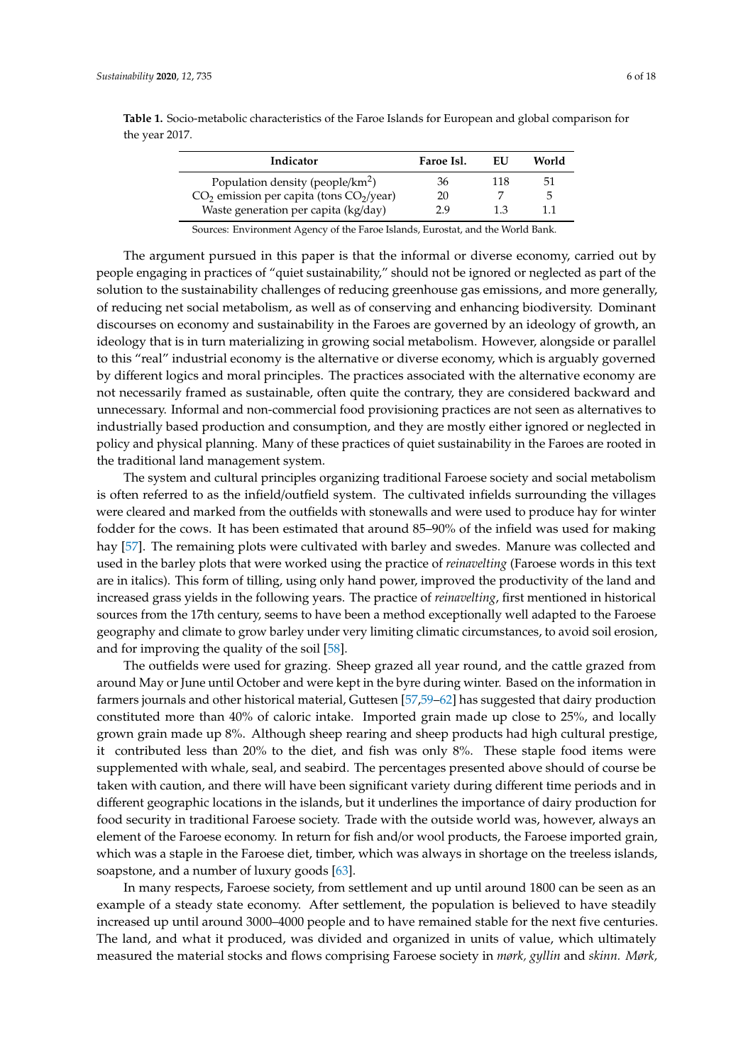**Table 1.** Socio-metabolic characteristics of the Faroe Islands for European and global comparison for the year 2017.

| Indicator | Faroe Isl. | EU | World |
|---|---|---|---|
| Population density (people/km$^2$) | 36 | 118 | 51 |
| $CO_2$ emission per capita (tons $CO_2$/year) | 20 | 7 | 5 |
| Waste generation per capita (kg/day) | 2.9 | 1.3 | 1.1 |

Sources: Environment Agency of the Faroe Islands, Eurostat, and the World Bank.

The argument pursued in this paper is that the informal or diverse economy, carried out by people engaging in practices of "quiet sustainability," should not be ignored or neglected as part of the solution to the sustainability challenges of reducing greenhouse gas emissions, and more generally, of reducing net social metabolism, as well as of conserving and enhancing biodiversity. Dominant discourses on economy and sustainability in the Faroes are governed by an ideology of growth, an ideology that is in turn materializing in growing social metabolism. However, alongside or parallel to this "real" industrial economy is the alternative or diverse economy, which is arguably governed by different logics and moral principles. The practices associated with the alternative economy are not necessarily framed as sustainable, often quite the contrary, they are considered backward and unnecessary. Informal and non-commercial food provisioning practices are not seen as alternatives to industrially based production and consumption, and they are mostly either ignored or neglected in policy and physical planning. Many of these practices of quiet sustainability in the Faroes are rooted in the traditional land management system.

The system and cultural principles organizing traditional Faroese society and social metabolism is often referred to as the infield/outfield system. The cultivated infields surrounding the villages were cleared and marked from the outfields with stonewalls and were used to produce hay for winter fodder for the cows. It has been estimated that around 85–90% of the infield was used for making hay [57]. The remaining plots were cultivated with barley and swedes. Manure was collected and used in the barley plots that were worked using the practice of *reinavelting* (Faroese words in this text are in italics). This form of tilling, using only hand power, improved the productivity of the land and increased grass yields in the following years. The practice of *reinavelting*, first mentioned in historical sources from the 17th century, seems to have been a method exceptionally well adapted to the Faroese geography and climate to grow barley under very limiting climatic circumstances, to avoid soil erosion, and for improving the quality of the soil [58].

The outfields were used for grazing. Sheep grazed all year round, and the cattle grazed from around May or June until October and were kept in the byre during winter. Based on the information in farmers journals and other historical material, Guttesen [57,59–62] has suggested that dairy production constituted more than 40% of caloric intake. Imported grain made up close to 25%, and locally grown grain made up 8%. Although sheep rearing and sheep products had high cultural prestige, it contributed less than 20% to the diet, and fish was only 8%. These staple food items were supplemented with whale, seal, and seabird. The percentages presented above should of course be taken with caution, and there will have been significant variety during different time periods and in different geographic locations in the islands, but it underlines the importance of dairy production for food security in traditional Faroese society. Trade with the outside world was, however, always an element of the Faroese economy. In return for fish and/or wool products, the Faroese imported grain, which was a staple in the Faroese diet, timber, which was always in shortage on the treeless islands, soapstone, and a number of luxury goods [63].

In many respects, Faroese society, from settlement and up until around 1800 can be seen as an example of a steady state economy. After settlement, the population is believed to have steadily increased up until around 3000–4000 people and to have remained stable for the next five centuries. The land, and what it produced, was divided and organized in units of value, which ultimately measured the material stocks and flows comprising Faroese society in *mørk*, *gyllin* and *skinn*. *Mørk,*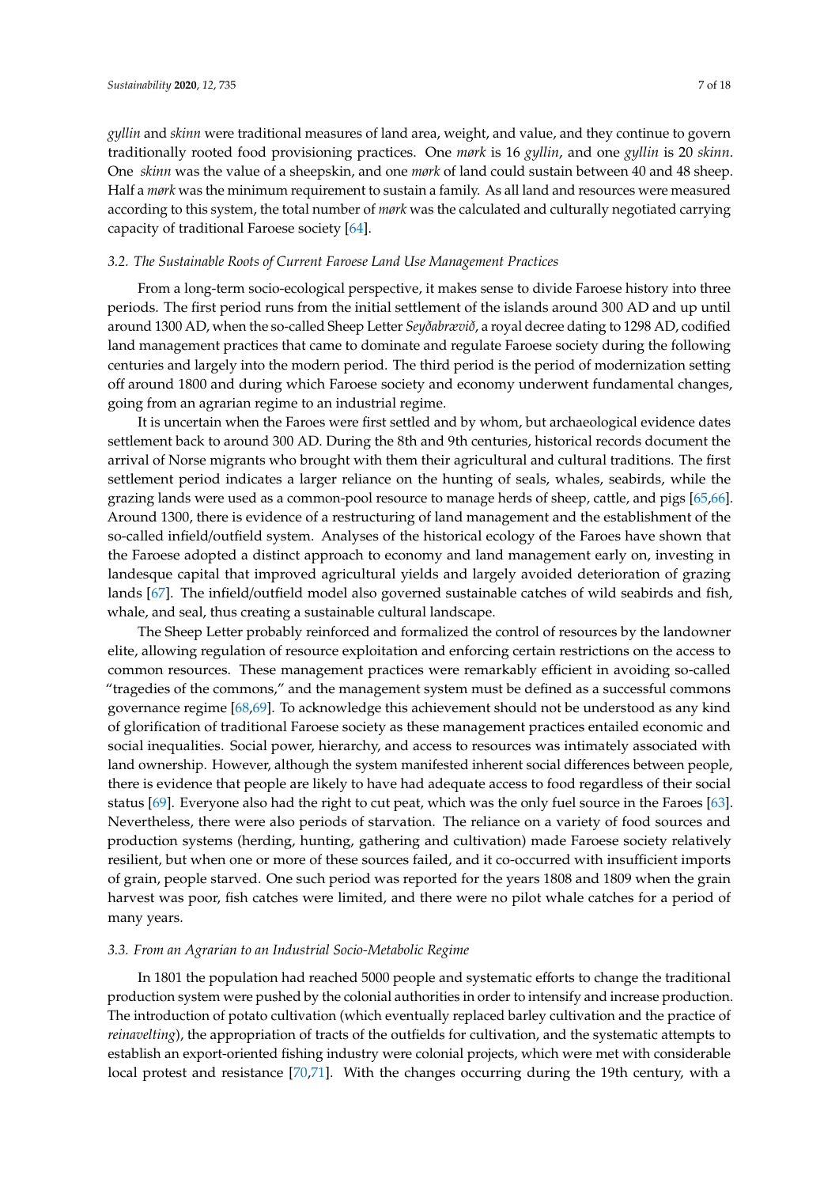*gyllin* and *skinn* were traditional measures of land area, weight, and value, and they continue to govern traditionally rooted food provisioning practices. One *mørk* is 16 *gyllin*, and one *gyllin* is 20 *skinn*. One *skinn* was the value of a sheepskin, and one *mørk* of land could sustain between 40 and 48 sheep. Half a *mørk* was the minimum requirement to sustain a family. As all land and resources were measured according to this system, the total number of *mørk* was the calculated and culturally negotiated carrying capacity of traditional Faroese society [64].

### *3.2. The Sustainable Roots of Current Faroese Land Use Management Practices*

From a long-term socio-ecological perspective, it makes sense to divide Faroese history into three periods. The first period runs from the initial settlement of the islands around 300 AD and up until around 1300 AD, when the so-called Sheep Letter *Seyðabrævið*, a royal decree dating to 1298 AD, codified land management practices that came to dominate and regulate Faroese society during the following centuries and largely into the modern period. The third period is the period of modernization setting off around 1800 and during which Faroese society and economy underwent fundamental changes, going from an agrarian regime to an industrial regime.

It is uncertain when the Faroes were first settled and by whom, but archaeological evidence dates settlement back to around 300 AD. During the 8th and 9th centuries, historical records document the arrival of Norse migrants who brought with them their agricultural and cultural traditions. The first settlement period indicates a larger reliance on the hunting of seals, whales, seabirds, while the grazing lands were used as a common-pool resource to manage herds of sheep, cattle, and pigs [65,66]. Around 1300, there is evidence of a restructuring of land management and the establishment of the so-called infield/outfield system. Analyses of the historical ecology of the Faroes have shown that the Faroese adopted a distinct approach to economy and land management early on, investing in landesque capital that improved agricultural yields and largely avoided deterioration of grazing lands [67]. The infield/outfield model also governed sustainable catches of wild seabirds and fish, whale, and seal, thus creating a sustainable cultural landscape.

The Sheep Letter probably reinforced and formalized the control of resources by the landowner elite, allowing regulation of resource exploitation and enforcing certain restrictions on the access to common resources. These management practices were remarkably efficient in avoiding so-called "tragedies of the commons," and the management system must be defined as a successful commons governance regime [68,69]. To acknowledge this achievement should not be understood as any kind of glorification of traditional Faroese society as these management practices entailed economic and social inequalities. Social power, hierarchy, and access to resources was intimately associated with land ownership. However, although the system manifested inherent social differences between people, there is evidence that people are likely to have had adequate access to food regardless of their social status [69]. Everyone also had the right to cut peat, which was the only fuel source in the Faroes [63]. Nevertheless, there were also periods of starvation. The reliance on a variety of food sources and production systems (herding, hunting, gathering and cultivation) made Faroese society relatively resilient, but when one or more of these sources failed, and it co-occurred with insufficient imports of grain, people starved. One such period was reported for the years 1808 and 1809 when the grain harvest was poor, fish catches were limited, and there were no pilot whale catches for a period of many years.

### *3.3. From an Agrarian to an Industrial Socio-Metabolic Regime*

In 1801 the population had reached 5000 people and systematic efforts to change the traditional production system were pushed by the colonial authorities in order to intensify and increase production. The introduction of potato cultivation (which eventually replaced barley cultivation and the practice of *reinavelting*), the appropriation of tracts of the outfields for cultivation, and the systematic attempts to establish an export-oriented fishing industry were colonial projects, which were met with considerable local protest and resistance [70,71]. With the changes occurring during the 19th century, with a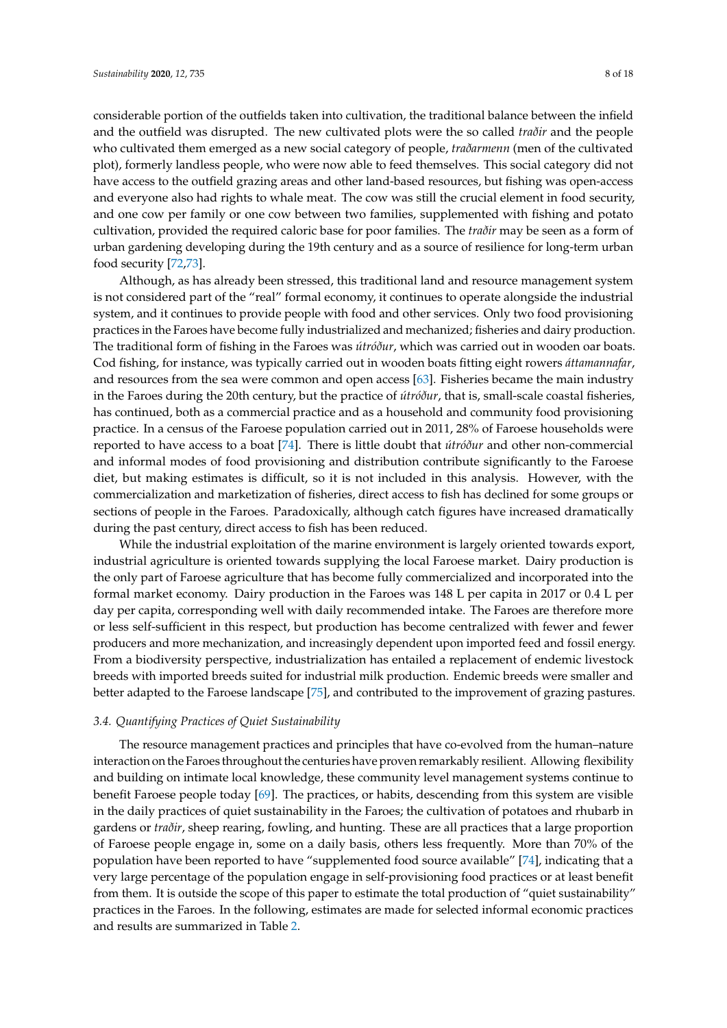considerable portion of the outfields taken into cultivation, the traditional balance between the infield and the outfield was disrupted. The new cultivated plots were the so called *traðir* and the people who cultivated them emerged as a new social category of people, *traðarmenn* (men of the cultivated plot), formerly landless people, who were now able to feed themselves. This social category did not have access to the outfield grazing areas and other land-based resources, but fishing was open-access and everyone also had rights to whale meat. The cow was still the crucial element in food security, and one cow per family or one cow between two families, supplemented with fishing and potato cultivation, provided the required caloric base for poor families. The *traðir* may be seen as a form of urban gardening developing during the 19th century and as a source of resilience for long-term urban food security [72,73].

Although, as has already been stressed, this traditional land and resource management system is not considered part of the "real" formal economy, it continues to operate alongside the industrial system, and it continues to provide people with food and other services. Only two food provisioning practices in the Faroes have become fully industrialized and mechanized; fisheries and dairy production. The traditional form of fishing in the Faroes was *útróður*, which was carried out in wooden oar boats. Cod fishing, for instance, was typically carried out in wooden boats fitting eight rowers *áttamannafar*, and resources from the sea were common and open access [63]. Fisheries became the main industry in the Faroes during the 20th century, but the practice of *útróður*, that is, small-scale coastal fisheries, has continued, both as a commercial practice and as a household and community food provisioning practice. In a census of the Faroese population carried out in 2011, 28% of Faroese households were reported to have access to a boat [74]. There is little doubt that *útróður* and other non-commercial and informal modes of food provisioning and distribution contribute significantly to the Faroese diet, but making estimates is difficult, so it is not included in this analysis. However, with the commercialization and marketization of fisheries, direct access to fish has declined for some groups or sections of people in the Faroes. Paradoxically, although catch figures have increased dramatically during the past century, direct access to fish has been reduced.

While the industrial exploitation of the marine environment is largely oriented towards export, industrial agriculture is oriented towards supplying the local Faroese market. Dairy production is the only part of Faroese agriculture that has become fully commercialized and incorporated into the formal market economy. Dairy production in the Faroes was 148 L per capita in 2017 or 0.4 L per day per capita, corresponding well with daily recommended intake. The Faroes are therefore more or less self-sufficient in this respect, but production has become centralized with fewer and fewer producers and more mechanization, and increasingly dependent upon imported feed and fossil energy. From a biodiversity perspective, industrialization has entailed a replacement of endemic livestock breeds with imported breeds suited for industrial milk production. Endemic breeds were smaller and better adapted to the Faroese landscape [75], and contributed to the improvement of grazing pastures.

### 3.4. Quantifying Practices of Quiet Sustainability

The resource management practices and principles that have co-evolved from the human–nature interaction on the Faroes throughout the centuries have proven remarkably resilient. Allowing flexibility and building on intimate local knowledge, these community level management systems continue to benefit Faroese people today [69]. The practices, or habits, descending from this system are visible in the daily practices of quiet sustainability in the Faroes; the cultivation of potatoes and rhubarb in gardens or *traðir*, sheep rearing, fowling, and hunting. These are all practices that a large proportion of Faroese people engage in, some on a daily basis, others less frequently. More than 70% of the population have been reported to have "supplemented food source available" [74], indicating that a very large percentage of the population engage in self-provisioning food practices or at least benefit from them. It is outside the scope of this paper to estimate the total production of "quiet sustainability" practices in the Faroes. In the following, estimates are made for selected informal economic practices and results are summarized in Table 2.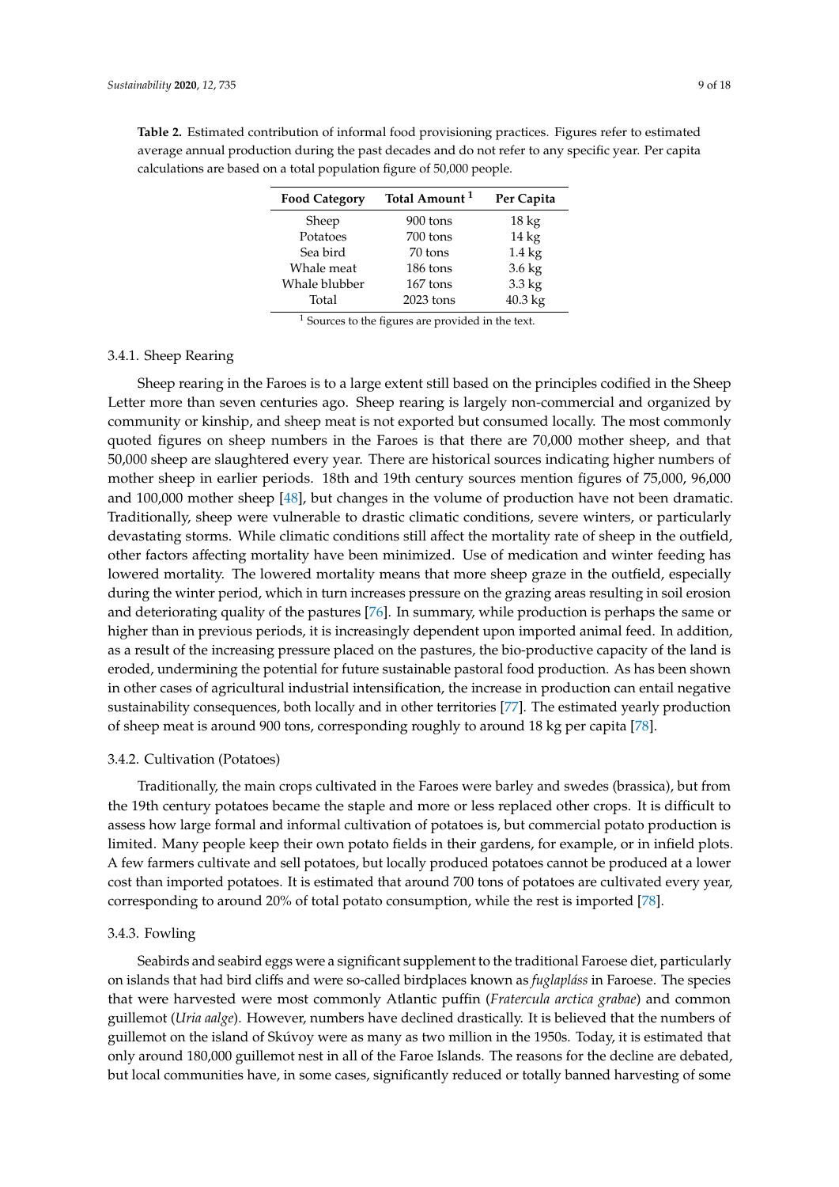**Table 2.** Estimated contribution of informal food provisioning practices. Figures refer to estimated average annual production during the past decades and do not refer to any specific year. Per capita calculations are based on a total population figure of 50,000 people.

| Food Category | Total Amount [1] | Per Capita |
|---|---|---|
| Sheep | 900 tons | 18 kg |
| Potatoes | 700 tons | 14 kg |
| Sea bird | 70 tons | 1.4 kg |
| Whale meat | 186 tons | 3.6 kg |
| Whale blubber | 167 tons | 3.3 kg |
| Total | 2023 tons | 40.3 kg |

[1] Sources to the figures are provided in the text.

#### 3.4.1. Sheep Rearing

Sheep rearing in the Faroes is to a large extent still based on the principles codified in the Sheep Letter more than seven centuries ago. Sheep rearing is largely non-commercial and organized by community or kinship, and sheep meat is not exported but consumed locally. The most commonly quoted figures on sheep numbers in the Faroes is that there are 70,000 mother sheep, and that 50,000 sheep are slaughtered every year. There are historical sources indicating higher numbers of mother sheep in earlier periods. 18th and 19th century sources mention figures of 75,000, 96,000 and 100,000 mother sheep [48], but changes in the volume of production have not been dramatic. Traditionally, sheep were vulnerable to drastic climatic conditions, severe winters, or particularly devastating storms. While climatic conditions still affect the mortality rate of sheep in the outfield, other factors affecting mortality have been minimized. Use of medication and winter feeding has lowered mortality. The lowered mortality means that more sheep graze in the outfield, especially during the winter period, which in turn increases pressure on the grazing areas resulting in soil erosion and deteriorating quality of the pastures [76]. In summary, while production is perhaps the same or higher than in previous periods, it is increasingly dependent upon imported animal feed. In addition, as a result of the increasing pressure placed on the pastures, the bio-productive capacity of the land is eroded, undermining the potential for future sustainable pastoral food production. As has been shown in other cases of agricultural industrial intensification, the increase in production can entail negative sustainability consequences, both locally and in other territories [77]. The estimated yearly production of sheep meat is around 900 tons, corresponding roughly to around 18 kg per capita [78].

#### 3.4.2. Cultivation (Potatoes)

Traditionally, the main crops cultivated in the Faroes were barley and swedes (brassica), but from the 19th century potatoes became the staple and more or less replaced other crops. It is difficult to assess how large formal and informal cultivation of potatoes is, but commercial potato production is limited. Many people keep their own potato fields in their gardens, for example, or in infield plots. A few farmers cultivate and sell potatoes, but locally produced potatoes cannot be produced at a lower cost than imported potatoes. It is estimated that around 700 tons of potatoes are cultivated every year, corresponding to around 20% of total potato consumption, while the rest is imported [78].

#### 3.4.3. Fowling

Seabirds and seabird eggs were a significant supplement to the traditional Faroese diet, particularly on islands that had bird cliffs and were so-called birdplaces known as *fuglapláss* in Faroese. The species that were harvested were most commonly Atlantic puffin (*Fratercula arctica grabae*) and common guillemot (*Uria aalge*). However, numbers have declined drastically. It is believed that the numbers of guillemot on the island of Skúvoy were as many as two million in the 1950s. Today, it is estimated that only around 180,000 guillemot nest in all of the Faroe Islands. The reasons for the decline are debated, but local communities have, in some cases, significantly reduced or totally banned harvesting of some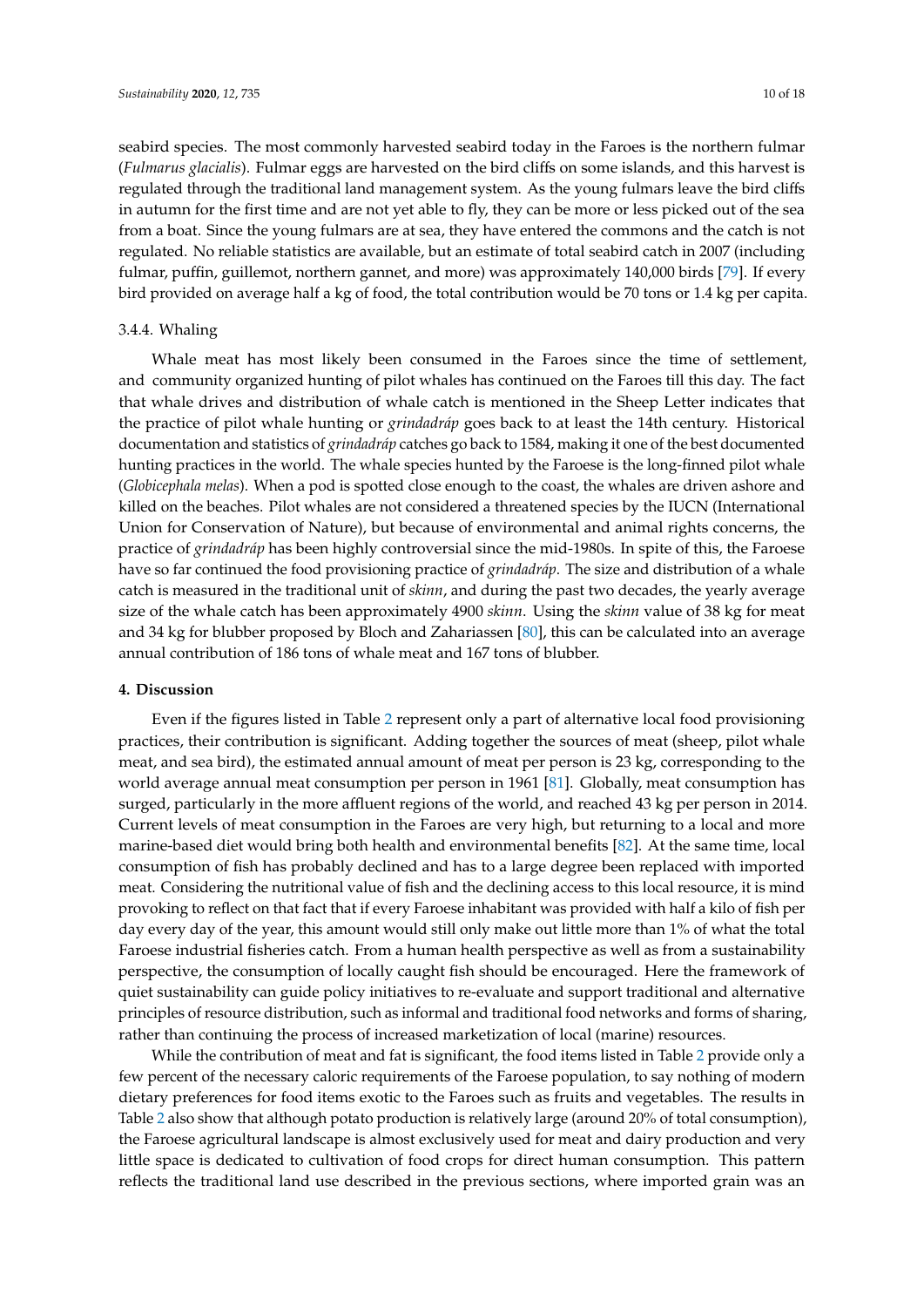seabird species. The most commonly harvested seabird today in the Faroes is the northern fulmar (*Fulmarus glacialis*). Fulmar eggs are harvested on the bird cliffs on some islands, and this harvest is regulated through the traditional land management system. As the young fulmars leave the bird cliffs in autumn for the first time and are not yet able to fly, they can be more or less picked out of the sea from a boat. Since the young fulmars are at sea, they have entered the commons and the catch is not regulated. No reliable statistics are available, but an estimate of total seabird catch in 2007 (including fulmar, puffin, guillemot, northern gannet, and more) was approximately 140,000 birds [79]. If every bird provided on average half a kg of food, the total contribution would be 70 tons or 1.4 kg per capita.

#### 3.4.4. Whaling

Whale meat has most likely been consumed in the Faroes since the time of settlement, and community organized hunting of pilot whales has continued on the Faroes till this day. The fact that whale drives and distribution of whale catch is mentioned in the Sheep Letter indicates that the practice of pilot whale hunting or *grindadráp* goes back to at least the 14th century. Historical documentation and statistics of *grindadráp* catches go back to 1584, making it one of the best documented hunting practices in the world. The whale species hunted by the Faroese is the long-finned pilot whale (*Globicephala melas*). When a pod is spotted close enough to the coast, the whales are driven ashore and killed on the beaches. Pilot whales are not considered a threatened species by the IUCN (International Union for Conservation of Nature), but because of environmental and animal rights concerns, the practice of *grindadráp* has been highly controversial since the mid-1980s. In spite of this, the Faroese have so far continued the food provisioning practice of *grindadráp*. The size and distribution of a whale catch is measured in the traditional unit of *skinn*, and during the past two decades, the yearly average size of the whale catch has been approximately 4900 *skinn*. Using the *skinn* value of 38 kg for meat and 34 kg for blubber proposed by Bloch and Zahariassen [80], this can be calculated into an average annual contribution of 186 tons of whale meat and 167 tons of blubber.

## 4. Discussion

Even if the figures listed in Table 2 represent only a part of alternative local food provisioning practices, their contribution is significant. Adding together the sources of meat (sheep, pilot whale meat, and sea bird), the estimated annual amount of meat per person is 23 kg, corresponding to the world average annual meat consumption per person in 1961 [81]. Globally, meat consumption has surged, particularly in the more affluent regions of the world, and reached 43 kg per person in 2014. Current levels of meat consumption in the Faroes are very high, but returning to a local and more marine-based diet would bring both health and environmental benefits [82]. At the same time, local consumption of fish has probably declined and has to a large degree been replaced with imported meat. Considering the nutritional value of fish and the declining access to this local resource, it is mind provoking to reflect on that fact that if every Faroese inhabitant was provided with half a kilo of fish per day every day of the year, this amount would still only make out little more than 1% of what the total Faroese industrial fisheries catch. From a human health perspective as well as from a sustainability perspective, the consumption of locally caught fish should be encouraged. Here the framework of quiet sustainability can guide policy initiatives to re-evaluate and support traditional and alternative principles of resource distribution, such as informal and traditional food networks and forms of sharing, rather than continuing the process of increased marketization of local (marine) resources.

While the contribution of meat and fat is significant, the food items listed in Table 2 provide only a few percent of the necessary caloric requirements of the Faroese population, to say nothing of modern dietary preferences for food items exotic to the Faroes such as fruits and vegetables. The results in Table 2 also show that although potato production is relatively large (around 20% of total consumption), the Faroese agricultural landscape is almost exclusively used for meat and dairy production and very little space is dedicated to cultivation of food crops for direct human consumption. This pattern reflects the traditional land use described in the previous sections, where imported grain was an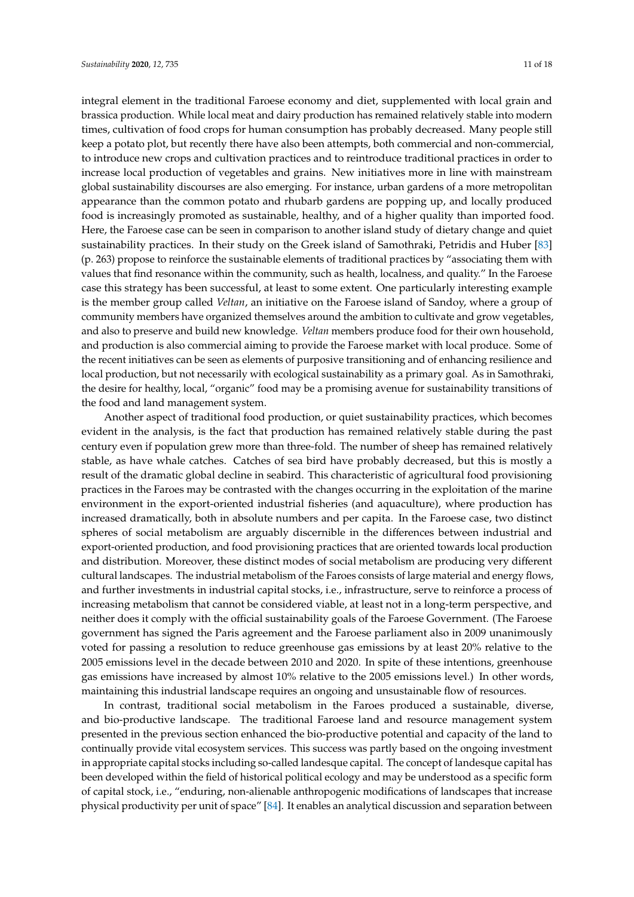integral element in the traditional Faroese economy and diet, supplemented with local grain and brassica production. While local meat and dairy production has remained relatively stable into modern times, cultivation of food crops for human consumption has probably decreased. Many people still keep a potato plot, but recently there have also been attempts, both commercial and non-commercial, to introduce new crops and cultivation practices and to reintroduce traditional practices in order to increase local production of vegetables and grains. New initiatives more in line with mainstream global sustainability discourses are also emerging. For instance, urban gardens of a more metropolitan appearance than the common potato and rhubarb gardens are popping up, and locally produced food is increasingly promoted as sustainable, healthy, and of a higher quality than imported food. Here, the Faroese case can be seen in comparison to another island study of dietary change and quiet sustainability practices. In their study on the Greek island of Samothraki, Petridis and Huber [83] (p. 263) propose to reinforce the sustainable elements of traditional practices by "associating them with values that find resonance within the community, such as health, localness, and quality." In the Faroese case this strategy has been successful, at least to some extent. One particularly interesting example is the member group called *Veltan*, an initiative on the Faroese island of Sandoy, where a group of community members have organized themselves around the ambition to cultivate and grow vegetables, and also to preserve and build new knowledge. *Veltan* members produce food for their own household, and production is also commercial aiming to provide the Faroese market with local produce. Some of the recent initiatives can be seen as elements of purposive transitioning and of enhancing resilience and local production, but not necessarily with ecological sustainability as a primary goal. As in Samothraki, the desire for healthy, local, "organic" food may be a promising avenue for sustainability transitions of the food and land management system.

Another aspect of traditional food production, or quiet sustainability practices, which becomes evident in the analysis, is the fact that production has remained relatively stable during the past century even if population grew more than three-fold. The number of sheep has remained relatively stable, as have whale catches. Catches of sea bird have probably decreased, but this is mostly a result of the dramatic global decline in seabird. This characteristic of agricultural food provisioning practices in the Faroes may be contrasted with the changes occurring in the exploitation of the marine environment in the export-oriented industrial fisheries (and aquaculture), where production has increased dramatically, both in absolute numbers and per capita. In the Faroese case, two distinct spheres of social metabolism are arguably discernible in the differences between industrial and export-oriented production, and food provisioning practices that are oriented towards local production and distribution. Moreover, these distinct modes of social metabolism are producing very different cultural landscapes. The industrial metabolism of the Faroes consists of large material and energy flows, and further investments in industrial capital stocks, i.e., infrastructure, serve to reinforce a process of increasing metabolism that cannot be considered viable, at least not in a long-term perspective, and neither does it comply with the official sustainability goals of the Faroese Government. (The Faroese government has signed the Paris agreement and the Faroese parliament also in 2009 unanimously voted for passing a resolution to reduce greenhouse gas emissions by at least 20% relative to the 2005 emissions level in the decade between 2010 and 2020. In spite of these intentions, greenhouse gas emissions have increased by almost 10% relative to the 2005 emissions level.) In other words, maintaining this industrial landscape requires an ongoing and unsustainable flow of resources.

In contrast, traditional social metabolism in the Faroes produced a sustainable, diverse, and bio-productive landscape. The traditional Faroese land and resource management system presented in the previous section enhanced the bio-productive potential and capacity of the land to continually provide vital ecosystem services. This success was partly based on the ongoing investment in appropriate capital stocks including so-called landesque capital. The concept of landesque capital has been developed within the field of historical political ecology and may be understood as a specific form of capital stock, i.e., "enduring, non-alienable anthropogenic modifications of landscapes that increase physical productivity per unit of space" [84]. It enables an analytical discussion and separation between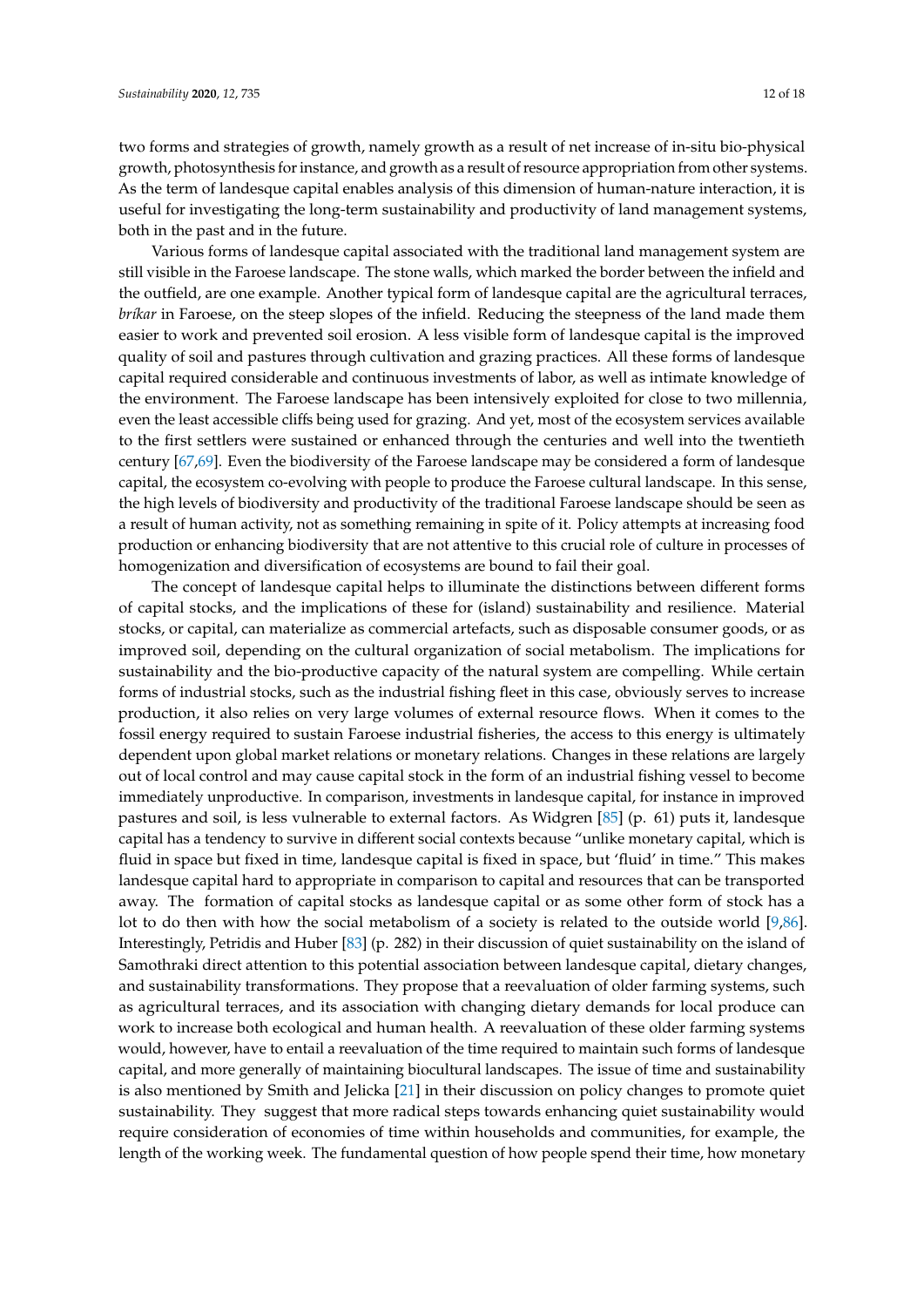two forms and strategies of growth, namely growth as a result of net increase of in-situ bio-physical growth, photosynthesis for instance, and growth as a result of resource appropriation from other systems. As the term of landesque capital enables analysis of this dimension of human-nature interaction, it is useful for investigating the long-term sustainability and productivity of land management systems, both in the past and in the future.

Various forms of landesque capital associated with the traditional land management system are still visible in the Faroese landscape. The stone walls, which marked the border between the infield and the outfield, are one example. Another typical form of landesque capital are the agricultural terraces, *bríkar* in Faroese, on the steep slopes of the infield. Reducing the steepness of the land made them easier to work and prevented soil erosion. A less visible form of landesque capital is the improved quality of soil and pastures through cultivation and grazing practices. All these forms of landesque capital required considerable and continuous investments of labor, as well as intimate knowledge of the environment. The Faroese landscape has been intensively exploited for close to two millennia, even the least accessible cliffs being used for grazing. And yet, most of the ecosystem services available to the first settlers were sustained or enhanced through the centuries and well into the twentieth century [67,69]. Even the biodiversity of the Faroese landscape may be considered a form of landesque capital, the ecosystem co-evolving with people to produce the Faroese cultural landscape. In this sense, the high levels of biodiversity and productivity of the traditional Faroese landscape should be seen as a result of human activity, not as something remaining in spite of it. Policy attempts at increasing food production or enhancing biodiversity that are not attentive to this crucial role of culture in processes of homogenization and diversification of ecosystems are bound to fail their goal.

The concept of landesque capital helps to illuminate the distinctions between different forms of capital stocks, and the implications of these for (island) sustainability and resilience. Material stocks, or capital, can materialize as commercial artefacts, such as disposable consumer goods, or as improved soil, depending on the cultural organization of social metabolism. The implications for sustainability and the bio-productive capacity of the natural system are compelling. While certain forms of industrial stocks, such as the industrial fishing fleet in this case, obviously serves to increase production, it also relies on very large volumes of external resource flows. When it comes to the fossil energy required to sustain Faroese industrial fisheries, the access to this energy is ultimately dependent upon global market relations or monetary relations. Changes in these relations are largely out of local control and may cause capital stock in the form of an industrial fishing vessel to become immediately unproductive. In comparison, investments in landesque capital, for instance in improved pastures and soil, is less vulnerable to external factors. As Widgren [85] (p. 61) puts it, landesque capital has a tendency to survive in different social contexts because "unlike monetary capital, which is fluid in space but fixed in time, landesque capital is fixed in space, but 'fluid' in time." This makes landesque capital hard to appropriate in comparison to capital and resources that can be transported away. The formation of capital stocks as landesque capital or as some other form of stock has a lot to do then with how the social metabolism of a society is related to the outside world [9,86]. Interestingly, Petridis and Huber [83] (p. 282) in their discussion of quiet sustainability on the island of Samothraki direct attention to this potential association between landesque capital, dietary changes, and sustainability transformations. They propose that a reevaluation of older farming systems, such as agricultural terraces, and its association with changing dietary demands for local produce can work to increase both ecological and human health. A reevaluation of these older farming systems would, however, have to entail a reevaluation of the time required to maintain such forms of landesque capital, and more generally of maintaining biocultural landscapes. The issue of time and sustainability is also mentioned by Smith and Jelicka [21] in their discussion on policy changes to promote quiet sustainability. They suggest that more radical steps towards enhancing quiet sustainability would require consideration of economies of time within households and communities, for example, the length of the working week. The fundamental question of how people spend their time, how monetary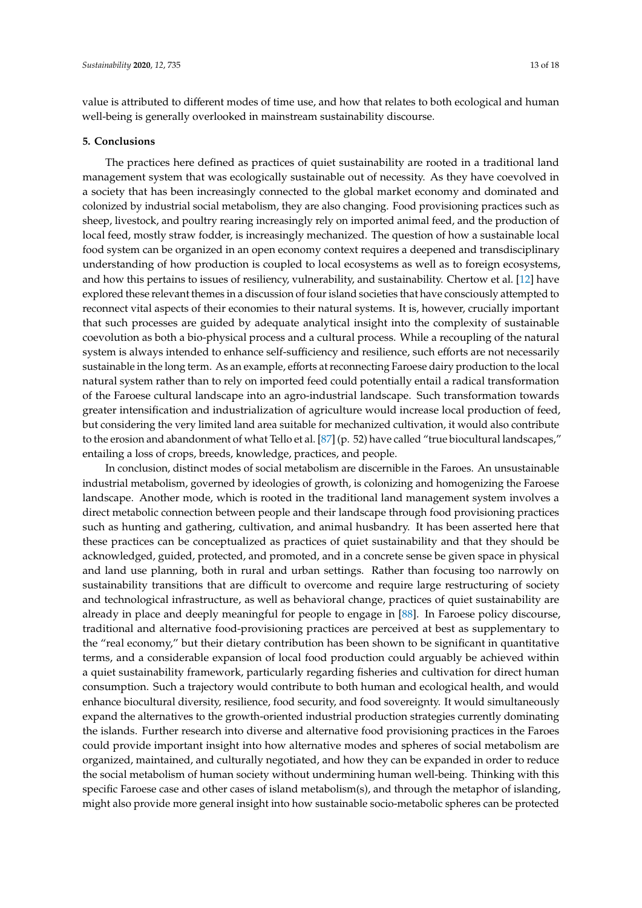value is attributed to different modes of time use, and how that relates to both ecological and human well-being is generally overlooked in mainstream sustainability discourse.

## 5. Conclusions

The practices here defined as practices of quiet sustainability are rooted in a traditional land management system that was ecologically sustainable out of necessity. As they have coevolved in a society that has been increasingly connected to the global market economy and dominated and colonized by industrial social metabolism, they are also changing. Food provisioning practices such as sheep, livestock, and poultry rearing increasingly rely on imported animal feed, and the production of local feed, mostly straw fodder, is increasingly mechanized. The question of how a sustainable local food system can be organized in an open economy context requires a deepened and transdisciplinary understanding of how production is coupled to local ecosystems as well as to foreign ecosystems, and how this pertains to issues of resiliency, vulnerability, and sustainability. Chertow et al. [12] have explored these relevant themes in a discussion of four island societies that have consciously attempted to reconnect vital aspects of their economies to their natural systems. It is, however, crucially important that such processes are guided by adequate analytical insight into the complexity of sustainable coevolution as both a bio-physical process and a cultural process. While a recoupling of the natural system is always intended to enhance self-sufficiency and resilience, such efforts are not necessarily sustainable in the long term. As an example, efforts at reconnecting Faroese dairy production to the local natural system rather than to rely on imported feed could potentially entail a radical transformation of the Faroese cultural landscape into an agro-industrial landscape. Such transformation towards greater intensification and industrialization of agriculture would increase local production of feed, but considering the very limited land area suitable for mechanized cultivation, it would also contribute to the erosion and abandonment of what Tello et al. [87] (p. 52) have called "true biocultural landscapes," entailing a loss of crops, breeds, knowledge, practices, and people.

In conclusion, distinct modes of social metabolism are discernible in the Faroes. An unsustainable industrial metabolism, governed by ideologies of growth, is colonizing and homogenizing the Faroese landscape. Another mode, which is rooted in the traditional land management system involves a direct metabolic connection between people and their landscape through food provisioning practices such as hunting and gathering, cultivation, and animal husbandry. It has been asserted here that these practices can be conceptualized as practices of quiet sustainability and that they should be acknowledged, guided, protected, and promoted, and in a concrete sense be given space in physical and land use planning, both in rural and urban settings. Rather than focusing too narrowly on sustainability transitions that are difficult to overcome and require large restructuring of society and technological infrastructure, as well as behavioral change, practices of quiet sustainability are already in place and deeply meaningful for people to engage in [88]. In Faroese policy discourse, traditional and alternative food-provisioning practices are perceived at best as supplementary to the "real economy," but their dietary contribution has been shown to be significant in quantitative terms, and a considerable expansion of local food production could arguably be achieved within a quiet sustainability framework, particularly regarding fisheries and cultivation for direct human consumption. Such a trajectory would contribute to both human and ecological health, and would enhance biocultural diversity, resilience, food security, and food sovereignty. It would simultaneously expand the alternatives to the growth-oriented industrial production strategies currently dominating the islands. Further research into diverse and alternative food provisioning practices in the Faroes could provide important insight into how alternative modes and spheres of social metabolism are organized, maintained, and culturally negotiated, and how they can be expanded in order to reduce the social metabolism of human society without undermining human well-being. Thinking with this specific Faroese case and other cases of island metabolism(s), and through the metaphor of islanding, might also provide more general insight into how sustainable socio-metabolic spheres can be protected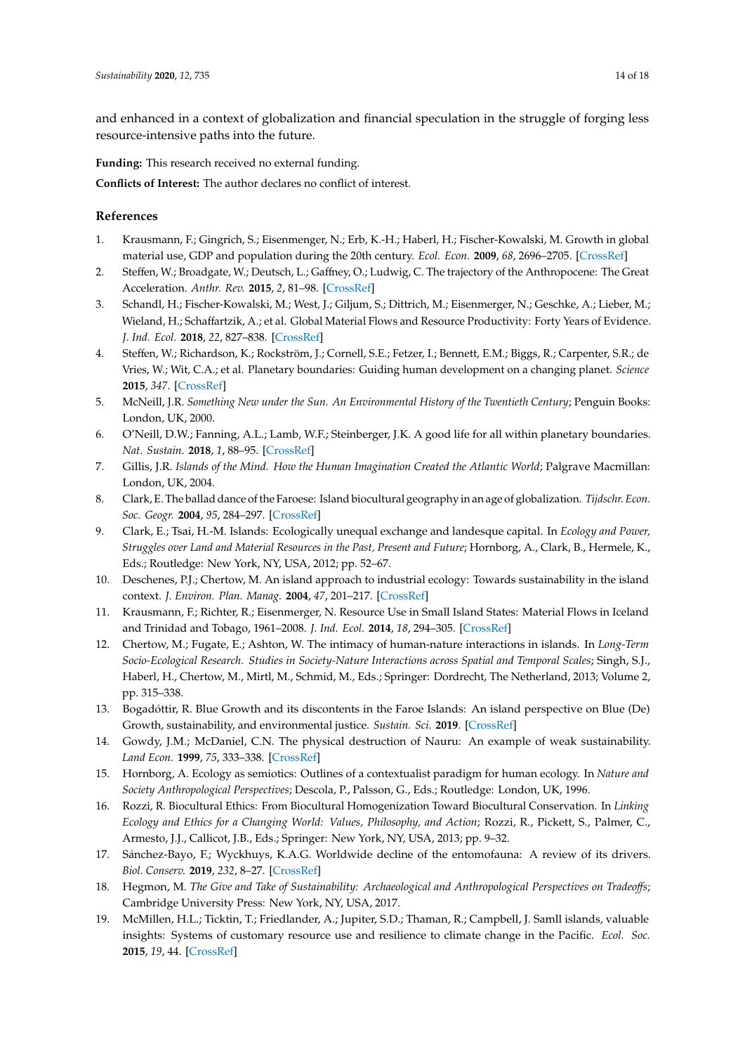and enhanced in a context of globalization and financial speculation in the struggle of forging less resource-intensive paths into the future.

**Funding:** This research received no external funding.

**Conflicts of Interest:** The author declares no conflict of interest.

## References

1. Krausmann, F.; Gingrich, S.; Eisenmenger, N.; Erb, K.-H.; Haberl, H.; Fischer-Kowalski, M. Growth in global material use, GDP and population during the 20th century. *Ecol. Econ.* **2009**, *68*, 2696–2705. [CrossRef]
2. Steffen, W.; Broadgate, W.; Deutsch, L.; Gaffney, O.; Ludwig, C. The trajectory of the Anthropocene: The Great Acceleration. *Anthr. Rev.* **2015**, *2*, 81–98. [CrossRef]
3. Schandl, H.; Fischer-Kowalski, M.; West, J.; Giljum, S.; Dittrich, M.; Eisenmerger, N.; Geschke, A.; Lieber, M.; Wieland, H.; Schaffartzik, A.; et al. Global Material Flows and Resource Productivity: Forty Years of Evidence. *J. Ind. Ecol.* **2018**, *22*, 827–838. [CrossRef]
4. Steffen, W.; Richardson, K.; Rockström, J.; Cornell, S.E.; Fetzer, I.; Bennett, E.M.; Biggs, R.; Carpenter, S.R.; de Vries, W.; Wit, C.A.; et al. Planetary boundaries: Guiding human development on a changing planet. *Science* **2015**, *347*. [CrossRef]
5. McNeill, J.R. *Something New under the Sun. An Environmental History of the Twentieth Century*; Penguin Books: London, UK, 2000.
6. O'Neill, D.W.; Fanning, A.L.; Lamb, W.F.; Steinberger, J.K. A good life for all within planetary boundaries. *Nat. Sustain.* **2018**, *1*, 88–95. [CrossRef]
7. Gillis, J.R. *Islands of the Mind. How the Human Imagination Created the Atlantic World*; Palgrave Macmillan: London, UK, 2004.
8. Clark, E. The ballad dance of the Faroese: Island biocultural geography in an age of globalization. *Tijdschr. Econ. Soc. Geogr.* **2004**, *95*, 284–297. [CrossRef]
9. Clark, E.; Tsai, H.-M. Islands: Ecologically unequal exchange and landesque capital. In *Ecology and Power, Struggles over Land and Material Resources in the Past, Present and Future*; Hornborg, A., Clark, B., Hermele, K., Eds.; Routledge: New York, NY, USA, 2012; pp. 52–67.
10. Deschenes, P.J.; Chertow, M. An island approach to industrial ecology: Towards sustainability in the island context. *J. Environ. Plan. Manag.* **2004**, *47*, 201–217. [CrossRef]
11. Krausmann, F.; Richter, R.; Eisenmerger, N. Resource Use in Small Island States: Material Flows in Iceland and Trinidad and Tobago, 1961–2008. *J. Ind. Ecol.* **2014**, *18*, 294–305. [CrossRef]
12. Chertow, M.; Fugate, E.; Ashton, W. The intimacy of human-nature interactions in islands. In *Long-Term Socio-Ecological Research. Studies in Society-Nature Interactions across Spatial and Temporal Scales*; Singh, S.J., Haberl, H., Chertow, M., Mirtl, M., Schmid, M., Eds.; Springer: Dordrecht, The Netherland, 2013; Volume 2, pp. 315–338.
13. Bogadóttir, R. Blue Growth and its discontents in the Faroe Islands: An island perspective on Blue (De) Growth, sustainability, and environmental justice. *Sustain. Sci.* **2019**. [CrossRef]
14. Gowdy, J.M.; McDaniel, C.N. The physical destruction of Nauru: An example of weak sustainability. *Land Econ.* **1999**, *75*, 333–338. [CrossRef]
15. Hornborg, A. Ecology as semiotics: Outlines of a contextualist paradigm for human ecology. In *Nature and Society Anthropological Perspectives*; Descola, P., Palsson, G., Eds.; Routledge: London, UK, 1996.
16. Rozzi, R. Biocultural Ethics: From Biocultural Homogenization Toward Biocultural Conservation. In *Linking Ecology and Ethics for a Changing World: Values, Philosophy, and Action*; Rozzi, R., Pickett, S., Palmer, C., Armesto, J.J., Callicot, J.B., Eds.; Springer: New York, NY, USA, 2013; pp. 9–32.
17. Sánchez-Bayo, F.; Wyckhuys, K.A.G. Worldwide decline of the entomofauna: A review of its drivers. *Biol. Conserv.* **2019**, *232*, 8–27. [CrossRef]
18. Hegmon, M. *The Give and Take of Sustainability: Archaeological and Anthropological Perspectives on Tradeoffs*; Cambridge University Press: New York, NY, USA, 2017.
19. McMillen, H.L.; Ticktin, T.; Friedlander, A.; Jupiter, S.D.; Thaman, R.; Campbell, J. Samll islands, valuable insights: Systems of customary resource use and resilience to climate change in the Pacific. *Ecol. Soc.* **2015**, *19*, 44. [CrossRef]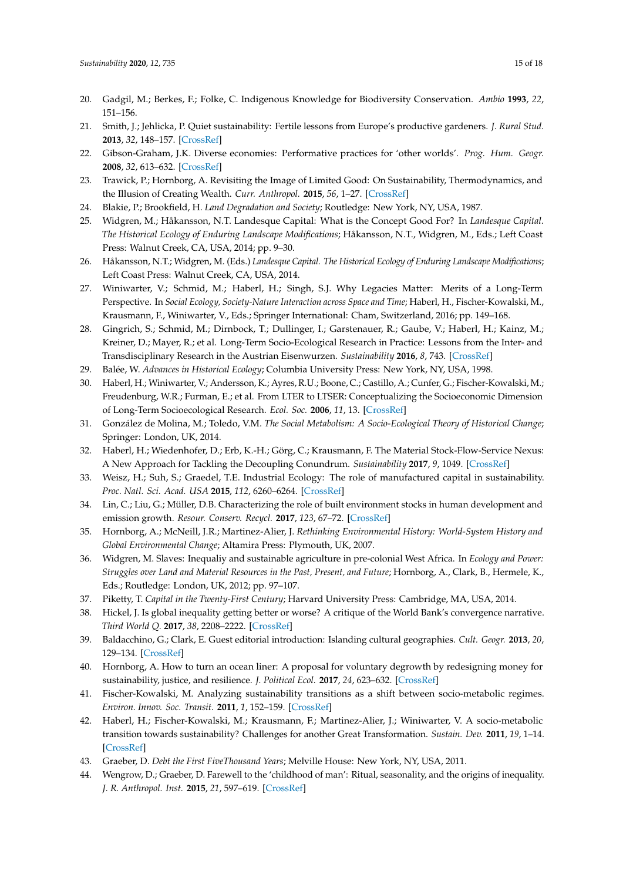20. Gadgil, M.; Berkes, F.; Folke, C. Indigenous Knowledge for Biodiversity Conservation. *Ambio* **1993**, *22*, 151–156.
21. Smith, J.; Jehlicka, P. Quiet sustainability: Fertile lessons from Europe's productive gardeners. *J. Rural Stud.* **2013**, *32*, 148–157. [CrossRef]
22. Gibson-Graham, J.K. Diverse economies: Performative practices for 'other worlds'. *Prog. Hum. Geogr.* **2008**, *32*, 613–632. [CrossRef]
23. Trawick, P.; Hornborg, A. Revisiting the Image of Limited Good: On Sustainability, Thermodynamics, and the Illusion of Creating Wealth. *Curr. Anthropol.* **2015**, *56*, 1–27. [CrossRef]
24. Blakie, P.; Brookfield, H. *Land Degradation and Society*; Routledge: New York, NY, USA, 1987.
25. Widgren, M.; Håkansson, N.T. Landesque Capital: What is the Concept Good For? In *Landesque Capital. The Historical Ecology of Enduring Landscape Modifications*; Håkansson, N.T., Widgren, M., Eds.; Left Coast Press: Walnut Creek, CA, USA, 2014; pp. 9–30.
26. Håkansson, N.T.; Widgren, M. (Eds.) *Landesque Capital. The Historical Ecology of Enduring Landscape Modifications*; Left Coast Press: Walnut Creek, CA, USA, 2014.
27. Winiwarter, V.; Schmid, M.; Haberl, H.; Singh, S.J. Why Legacies Matter: Merits of a Long-Term Perspective. In *Social Ecology, Society-Nature Interaction across Space and Time*; Haberl, H., Fischer-Kowalski, M., Krausmann, F., Winiwarter, V., Eds.; Springer International: Cham, Switzerland, 2016; pp. 149–168.
28. Gingrich, S.; Schmid, M.; Dirnbock, T.; Dullinger, I.; Garstenauer, R.; Gaube, V.; Haberl, H.; Kainz, M.; Kreiner, D.; Mayer, R.; et al. Long-Term Socio-Ecological Research in Practice: Lessons from the Inter- and Transdisciplinary Research in the Austrian Eisenwurzen. *Sustainability* **2016**, *8*, 743. [CrossRef]
29. Balée, W. *Advances in Historical Ecology*; Columbia University Press: New York, NY, USA, 1998.
30. Haberl, H.; Winiwarter, V.; Andersson, K.; Ayres, R.U.; Boone, C.; Castillo, A.; Cunfer, G.; Fischer-Kowalski, M.; Freudenburg, W.R.; Furman, E.; et al. From LTER to LTSER: Conceptualizing the Socioeconomic Dimension of Long-Term Socioecological Research. *Ecol. Soc.* **2006**, *11*, 13. [CrossRef]
31. González de Molina, M.; Toledo, V.M. *The Social Metabolism: A Socio-Ecological Theory of Historical Change*; Springer: London, UK, 2014.
32. Haberl, H.; Wiedenhofer, D.; Erb, K.-H.; Görg, C.; Krausmann, F. The Material Stock-Flow-Service Nexus: A New Approach for Tackling the Decoupling Conundrum. *Sustainability* **2017**, *9*, 1049. [CrossRef]
33. Weisz, H.; Suh, S.; Graedel, T.E. Industrial Ecology: The role of manufactured capital in sustainability. *Proc. Natl. Sci. Acad. USA* **2015**, *112*, 6260–6264. [CrossRef]
34. Lin, C.; Liu, G.; Müller, D.B. Characterizing the role of built environment stocks in human development and emission growth. *Resour. Conserv. Recycl.* **2017**, *123*, 67–72. [CrossRef]
35. Hornborg, A.; McNeill, J.R.; Martinez-Alier, J. *Rethinking Environmental History: World-System History and Global Environmental Change*; Altamira Press: Plymouth, UK, 2007.
36. Widgren, M. Slaves: Inequaliy and sustainable agriculture in pre-colonial West Africa. In *Ecology and Power: Struggles over Land and Material Resources in the Past, Present, and Future*; Hornborg, A., Clark, B., Hermele, K., Eds.; Routledge: London, UK, 2012; pp. 97–107.
37. Piketty, T. *Capital in the Twenty-First Century*; Harvard University Press: Cambridge, MA, USA, 2014.
38. Hickel, J. Is global inequality getting better or worse? A critique of the World Bank's convergence narrative. *Third World Q.* **2017**, *38*, 2208–2222. [CrossRef]
39. Baldacchino, G.; Clark, E. Guest editorial introduction: Islanding cultural geographies. *Cult. Geogr.* **2013**, *20*, 129–134. [CrossRef]
40. Hornborg, A. How to turn an ocean liner: A proposal for voluntary degrowth by redesigning money for sustainability, justice, and resilience. *J. Political Ecol.* **2017**, *24*, 623–632. [CrossRef]
41. Fischer-Kowalski, M. Analyzing sustainability transitions as a shift between socio-metabolic regimes. *Environ. Innov. Soc. Transit.* **2011**, *1*, 152–159. [CrossRef]
42. Haberl, H.; Fischer-Kowalski, M.; Krausmann, F.; Martinez-Alier, J.; Winiwarter, V. A socio-metabolic transition towards sustainability? Challenges for another Great Transformation. *Sustain. Dev.* **2011**, *19*, 1–14. [CrossRef]
43. Graeber, D. *Debt the First FiveThousand Years*; Melville House: New York, NY, USA, 2011.
44. Wengrow, D.; Graeber, D. Farewell to the 'childhood of man': Ritual, seasonality, and the origins of inequality. *J. R. Anthropol. Inst.* **2015**, *21*, 597–619. [CrossRef]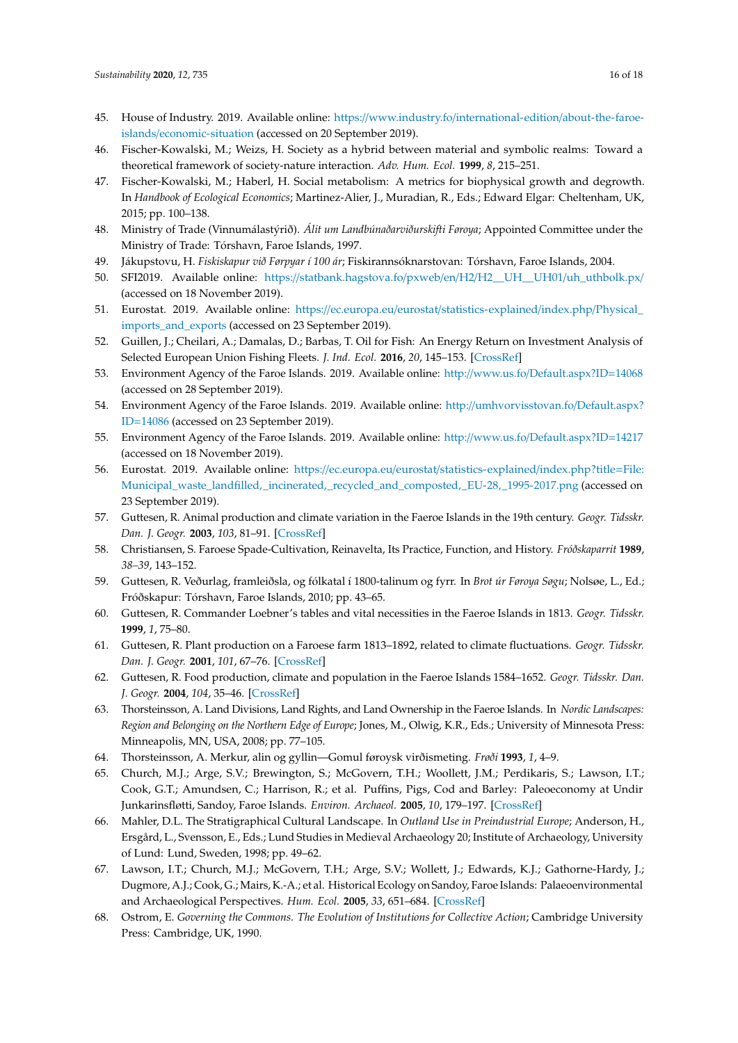45. House of Industry. 2019. Available online: https://www.industry.fo/international-edition/about-the-faroe-islands/economic-situation (accessed on 20 September 2019).
46. Fischer-Kowalski, M.; Weizs, H. Society as a hybrid between material and symbolic realms: Toward a theoretical framework of society-nature interaction. *Adv. Hum. Ecol.* **1999**, *8*, 215–251.
47. Fischer-Kowalski, M.; Haberl, H. Social metabolism: A metrics for biophysical growth and degrowth. In *Handbook of Ecological Economics*; Martinez-Alier, J., Muradian, R., Eds.; Edward Elgar: Cheltenham, UK, 2015; pp. 100–138.
48. Ministry of Trade (Vinnumálastýrið). *Álit um Landbúnaðarviðurskifti Føroya*; Appointed Committee under the Ministry of Trade: Tórshavn, Faroe Islands, 1997.
49. Jákupstovu, H. *Fiskiskapur við Førpyar í 100 ár*; Fiskirannsóknarstovan: Tórshavn, Faroe Islands, 2004.
50. SFI2019. Available online: https://statbank.hagstova.fo/pxweb/en/H2/H2__UH__UH01/uh_uthbolk.px/ (accessed on 18 November 2019).
51. Eurostat. 2019. Available online: https://ec.europa.eu/eurostat/statistics-explained/index.php/Physical_imports_and_exports (accessed on 23 September 2019).
52. Guillen, J.; Cheilari, A.; Damalas, D.; Barbas, T. Oil for Fish: An Energy Return on Investment Analysis of Selected European Union Fishing Fleets. *J. Ind. Ecol.* **2016**, *20*, 145–153. [CrossRef]
53. Environment Agency of the Faroe Islands. 2019. Available online: http://www.us.fo/Default.aspx?ID=14068 (accessed on 28 September 2019).
54. Environment Agency of the Faroe Islands. 2019. Available online: http://umhvorvisstovan.fo/Default.aspx?ID=14086 (accessed on 23 September 2019).
55. Environment Agency of the Faroe Islands. 2019. Available online: http://www.us.fo/Default.aspx?ID=14217 (accessed on 18 November 2019).
56. Eurostat. 2019. Available online: https://ec.europa.eu/eurostat/statistics-explained/index.php?title=File:Municipal_waste_landfilled,_incinerated,_recycled_and_composted,_EU-28,_1995-2017.png (accessed on 23 September 2019).
57. Guttesen, R. Animal production and climate variation in the Faeroe Islands in the 19th century. *Geogr. Tidsskr. Dan. J. Geogr.* **2003**, *103*, 81–91. [CrossRef]
58. Christiansen, S. Faroese Spade-Cultivation, Reinavelta, Its Practice, Function, and History. *Fróðskaparrit* **1989**, *38–39*, 143–152.
59. Guttesen, R. Veðurlag, framleiðsla, og fólkatal í 1800-talinum og fyrr. In *Brot úr Føroya Søgu*; Nolsøe, L., Ed.; Fróðskapur: Tórshavn, Faroe Islands, 2010; pp. 43–65.
60. Guttesen, R. Commander Loebner's tables and vital necessities in the Faeroe Islands in 1813. *Geogr. Tidsskr.* **1999**, *1*, 75–80.
61. Guttesen, R. Plant production on a Faroese farm 1813–1892, related to climate fluctuations. *Geogr. Tidsskr. Dan. J. Geogr.* **2001**, *101*, 67–76. [CrossRef]
62. Guttesen, R. Food production, climate and population in the Faeroe Islands 1584–1652. *Geogr. Tidsskr. Dan. J. Geogr.* **2004**, *104*, 35–46. [CrossRef]
63. Thorsteinsson, A. Land Divisions, Land Rights, and Land Ownership in the Faeroe Islands. In *Nordic Landscapes: Region and Belonging on the Northern Edge of Europe*; Jones, M., Olwig, K.R., Eds.; University of Minnesota Press: Minneapolis, MN, USA, 2008; pp. 77–105.
64. Thorsteinsson, A. Merkur, alin og gyllin—Gomul føroysk virðismeting. *Frøði* **1993**, *1*, 4–9.
65. Church, M.J.; Arge, S.V.; Brewington, S.; McGovern, T.H.; Woollett, J.M.; Perdikaris, S.; Lawson, I.T.; Cook, G.T.; Amundsen, C.; Harrison, R.; et al. Puffins, Pigs, Cod and Barley: Paleoeconomy at Undir Junkarinsfløtti, Sandoy, Faroe Islands. *Environ. Archaeol.* **2005**, *10*, 179–197. [CrossRef]
66. Mahler, D.L. The Stratigraphical Cultural Landscape. In *Outland Use in Preindustrial Europe*; Anderson, H., Ersgård, L., Svensson, E., Eds.; Lund Studies in Medieval Archaeology 20; Institute of Archaeology, University of Lund: Lund, Sweden, 1998; pp. 49–62.
67. Lawson, I.T.; Church, M.J.; McGovern, T.H.; Arge, S.V.; Wollett, J.; Edwards, K.J.; Gathorne-Hardy, J.; Dugmore, A.J.; Cook, G.; Mairs, K.-A.; et al. Historical Ecology on Sandoy, Faroe Islands: Palaeoenvironmental and Archaeological Perspectives. *Hum. Ecol.* **2005**, *33*, 651–684. [CrossRef]
68. Ostrom, E. *Governing the Commons. The Evolution of Institutions for Collective Action*; Cambridge University Press: Cambridge, UK, 1990.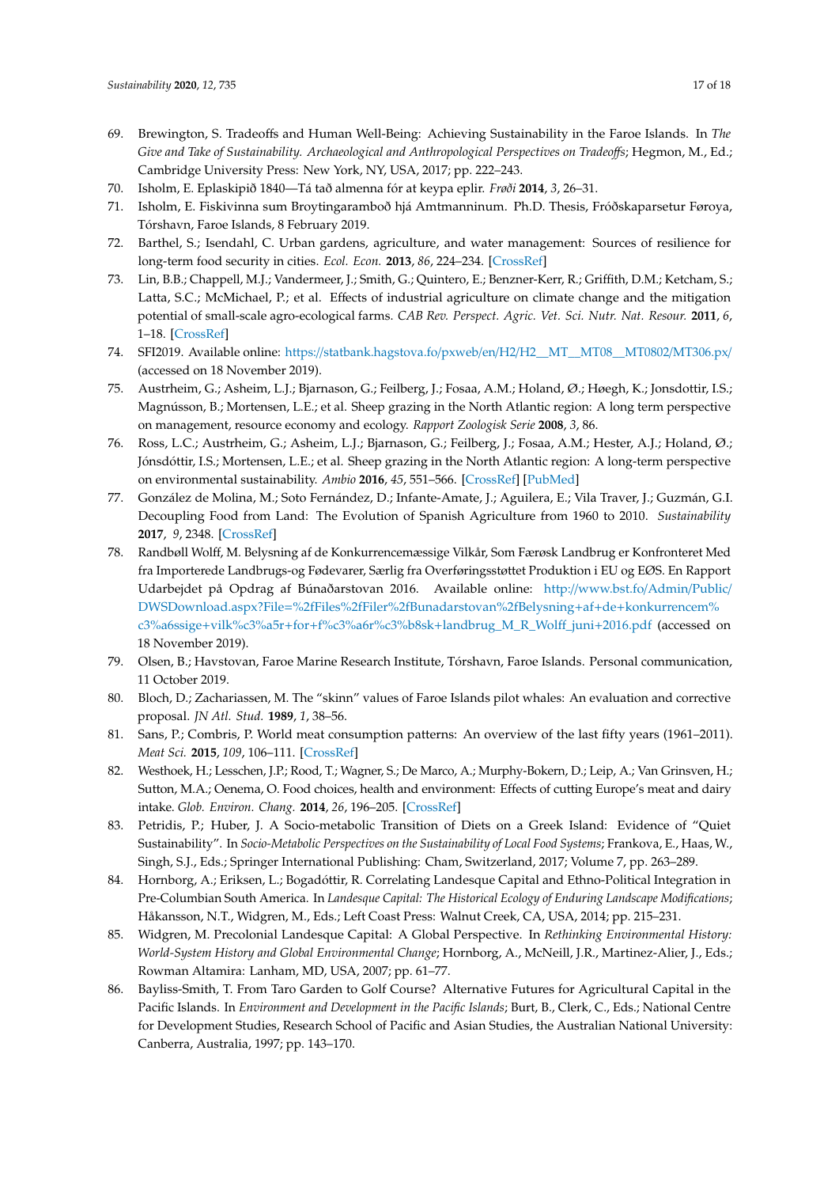69. Brewington, S. Tradeoffs and Human Well-Being: Achieving Sustainability in the Faroe Islands. In *The Give and Take of Sustainability. Archaeological and Anthropological Perspectives on Tradeoffs*; Hegmon, M., Ed.; Cambridge University Press: New York, NY, USA, 2017; pp. 222–243.
70. Isholm, E. Eplaskipið 1840—Tá tað almenna fór at keypa eplir. *Frøði* **2014**, *3*, 26–31.
71. Isholm, E. Fiskivinna sum Broytingarambоð hjá Amtmanninum. Ph.D. Thesis, Fróðskaparsetur Føroya, Tórshavn, Faroe Islands, 8 February 2019.
72. Barthel, S.; Isendahl, C. Urban gardens, agriculture, and water management: Sources of resilience for long-term food security in cities. *Ecol. Econ.* **2013**, *86*, 224–234. [CrossRef]
73. Lin, B.B.; Chappell, M.J.; Vandermeer, J.; Smith, G.; Quintero, E.; Benzner-Kerr, R.; Griffith, D.M.; Ketcham, S.; Latta, S.C.; McMichael, P.; et al. Effects of industrial agriculture on climate change and the mitigation potential of small-scale agro-ecological farms. *CAB Rev. Perspect. Agric. Vet. Sci. Nutr. Nat. Resour.* **2011**, *6*, 1–18. [CrossRef]
74. SFI2019. Available online: https://statbank.hagstova.fo/pxweb/en/H2/H2__MT__MT08__MT0802/MT306.px/ (accessed on 18 November 2019).
75. Austrheim, G.; Asheim, L.J.; Bjarnason, G.; Feilberg, J.; Fosaa, A.M.; Holand, Ø.; Høegh, K.; Jonsdottir, I.S.; Magnússon, B.; Mortensen, L.E.; et al. Sheep grazing in the North Atlantic region: A long term perspective on management, resource economy and ecology. *Rapport Zoologisk Serie* **2008**, *3*, 86.
76. Ross, L.C.; Austrheim, G.; Asheim, L.J.; Bjarnason, G.; Feilberg, J.; Fosaa, A.M.; Hester, A.J.; Holand, Ø.; Jónsdóttir, I.S.; Mortensen, L.E.; et al. Sheep grazing in the North Atlantic region: A long-term perspective on environmental sustainability. *Ambio* **2016**, *45*, 551–566. [CrossRef] [PubMed]
77. González de Molina, M.; Soto Fernández, D.; Infante-Amate, J.; Aguilera, E.; Vila Traver, J.; Guzmán, G.I. Decoupling Food from Land: The Evolution of Spanish Agriculture from 1960 to 2010. *Sustainability* **2017**, *9*, 2348. [CrossRef]
78. Randbøll Wolff, M. Belysning af de Konkurrencemæssige Vilkår, Som Færøsk Landbrug er Konfronteret Med fra Importerede Landbrugs-og Fødevarer, Særlig fra Overføringsstøttet Produktion i EU og EØS. En Rapport Udarbejdet på Opdrag af Búnaðarstovan 2016. Available online: http://www.bst.fo/Admin/Public/DWSDownload.aspx?File=%2fFiles%2fFiler%2fBunadarstovan%2fBelysning+af+de+konkurrencem%c3%a6ssige+vilk%c3%a5r+for+f%c3%a6r%c3%b8sk+landbrug_M_R_Wolff_juni+2016.pdf (accessed on 18 November 2019).
79. Olsen, B.; Havstovan, Faroe Marine Research Institute, Tórshavn, Faroe Islands. Personal communication, 11 October 2019.
80. Bloch, D.; Zachariassen, M. The "skinn" values of Faroe Islands pilot whales: An evaluation and corrective proposal. *JN Atl. Stud.* **1989**, *1*, 38–56.
81. Sans, P.; Combris, P. World meat consumption patterns: An overview of the last fifty years (1961–2011). *Meat Sci.* **2015**, *109*, 106–111. [CrossRef]
82. Westhoek, H.; Lesschen, J.P.; Rood, T.; Wagner, S.; De Marco, A.; Murphy-Bokern, D.; Leip, A.; Van Grinsven, H.; Sutton, M.A.; Oenema, O. Food choices, health and environment: Effects of cutting Europe's meat and dairy intake. *Glob. Environ. Chang.* **2014**, *26*, 196–205. [CrossRef]
83. Petridis, P.; Huber, J. A Socio-metabolic Transition of Diets on a Greek Island: Evidence of "Quiet Sustainability". In *Socio-Metabolic Perspectives on the Sustainability of Local Food Systems*; Frankova, E., Haas, W., Singh, S.J., Eds.; Springer International Publishing: Cham, Switzerland, 2017; Volume 7, pp. 263–289.
84. Hornborg, A.; Eriksen, L.; Bogadóttir, R. Correlating Landesque Capital and Ethno-Political Integration in Pre-Columbian South America. In *Landesque Capital: The Historical Ecology of Enduring Landscape Modifications*; Håkansson, N.T., Widgren, M., Eds.; Left Coast Press: Walnut Creek, CA, USA, 2014; pp. 215–231.
85. Widgren, M. Precolonial Landesque Capital: A Global Perspective. In *Rethinking Environmental History: World-System History and Global Environmental Change*; Hornborg, A., McNeill, J.R., Martinez-Alier, J., Eds.; Rowman Altamira: Lanham, MD, USA, 2007; pp. 61–77.
86. Bayliss-Smith, T. From Taro Garden to Golf Course? Alternative Futures for Agricultural Capital in the Pacific Islands. In *Environment and Development in the Pacific Islands*; Burt, B., Clerk, C., Eds.; National Centre for Development Studies, Research School of Pacific and Asian Studies, the Australian National University: Canberra, Australia, 1997; pp. 143–170.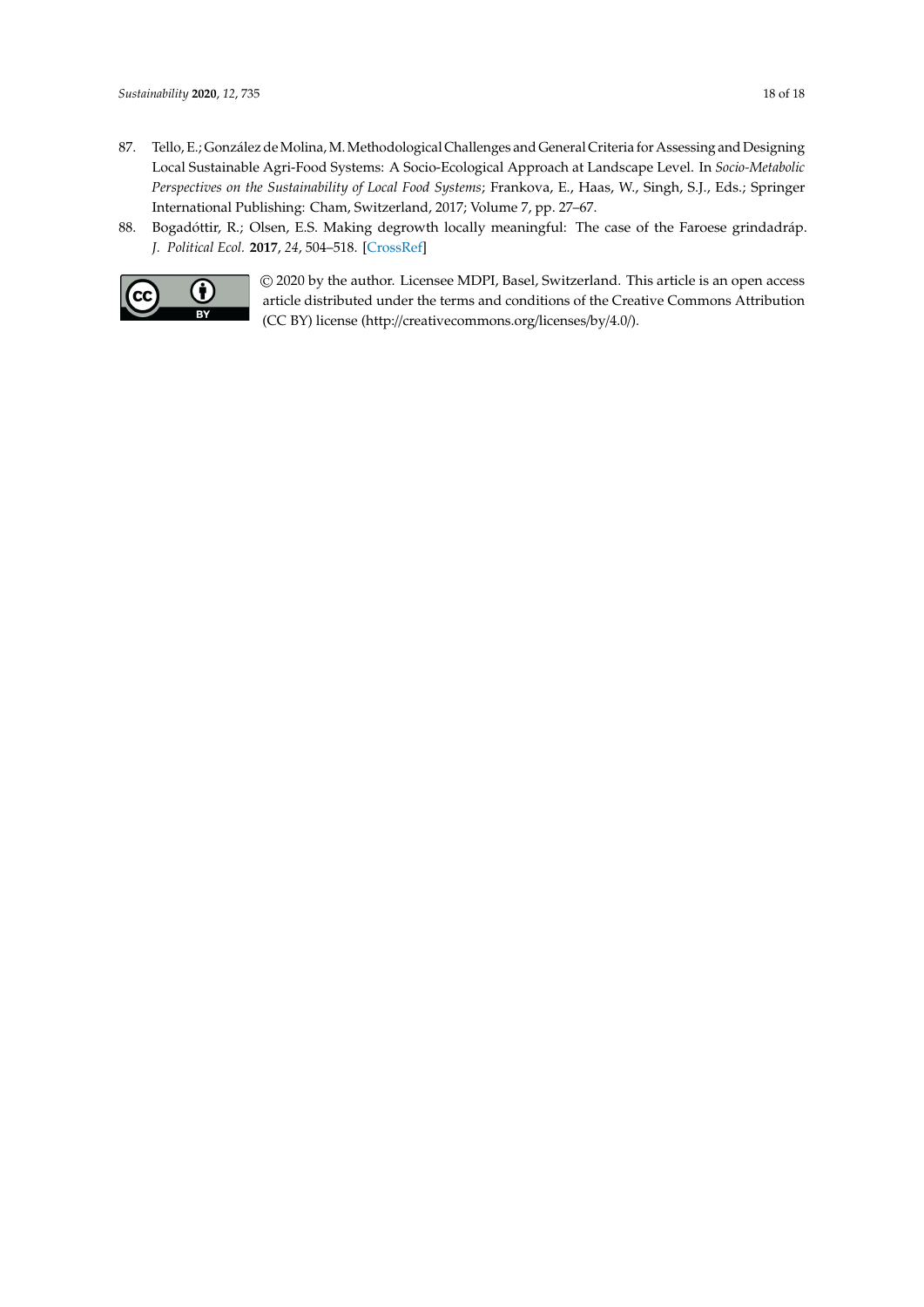87. Tello, E.; González de Molina, M. Methodological Challenges and General Criteria for Assessing and Designing Local Sustainable Agri-Food Systems: A Socio-Ecological Approach at Landscape Level. In *Socio-Metabolic Perspectives on the Sustainability of Local Food Systems*; Frankova, E., Haas, W., Singh, S.J., Eds.; Springer International Publishing: Cham, Switzerland, 2017; Volume 7, pp. 27–67.
88. Bogadóttir, R.; Olsen, E.S. Making degrowth locally meaningful: The case of the Faroese grindadráp. *J. Political Ecol.* **2017**, *24*, 504–518. [CrossRef]

© 2020 by the author. Licensee MDPI, Basel, Switzerland. This article is an open access article distributed under the terms and conditions of the Creative Commons Attribution (CC BY) license (http://creativecommons.org/licenses/by/4.0/).